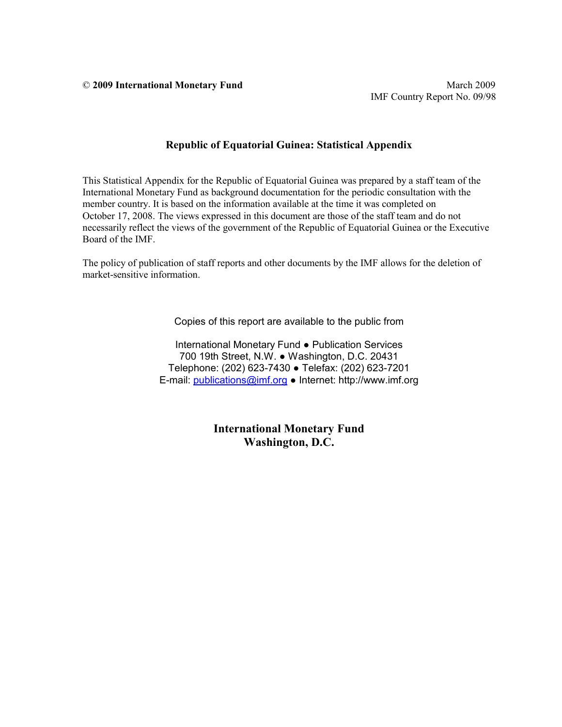© **2009 International Monetary Fund**

March 2009
IMF Country Report No. 09/98

# Republic of Equatorial Guinea: Statistical Appendix

This Statistical Appendix for the Republic of Equatorial Guinea was prepared by a staff team of the International Monetary Fund as background documentation for the periodic consultation with the member country. It is based on the information available at the time it was completed on October 17, 2008. The views expressed in this document are those of the staff team and do not necessarily reflect the views of the government of the Republic of Equatorial Guinea or the Executive Board of the IMF.

The policy of publication of staff reports and other documents by the IMF allows for the deletion of market-sensitive information.

Copies of this report are available to the public from

International Monetary Fund ● Publication Services
700 19th Street, N.W. ● Washington, D.C. 20431
Telephone: (202) 623-7430 ● Telefax: (202) 623-7201
E-mail: publications@imf.org ● Internet: http://www.imf.org

**International Monetary Fund**
**Washington, D.C.**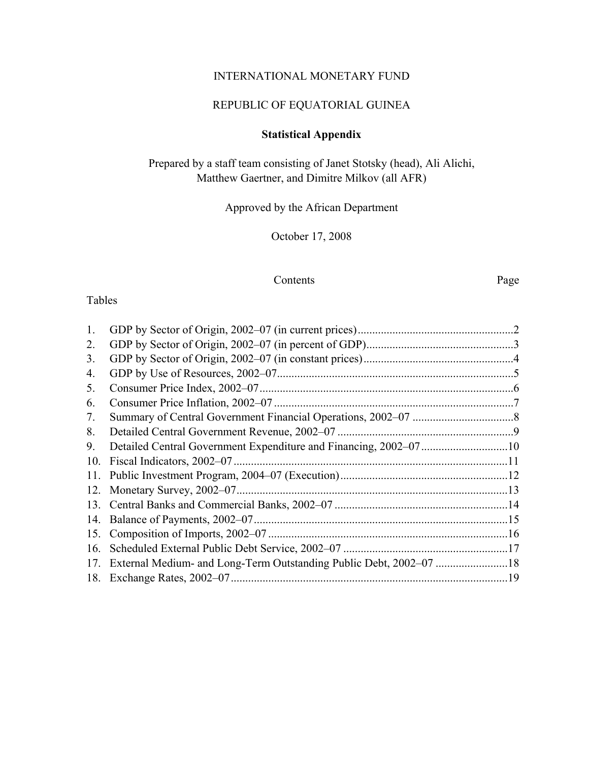INTERNATIONAL MONETARY FUND

REPUBLIC OF EQUATORIAL GUINEA

**Statistical Appendix**

Prepared by a staff team consisting of Janet Stotsky (head), Ali Alichi, Matthew Gaertner, and Dimitre Milkov (all AFR)

Approved by the African Department

October 17, 2008

| Contents | Page |
|---|---|
| **Tables** | |
| 1. GDP by Sector of Origin, 2002–07 (in current prices) | 2 |
| 2. GDP by Sector of Origin, 2002–07 (in percent of GDP) | 3 |
| 3. GDP by Sector of Origin, 2002–07 (in constant prices) | 4 |
| 4. GDP by Use of Resources, 2002–07 | 5 |
| 5. Consumer Price Index, 2002–07 | 6 |
| 6. Consumer Price Inflation, 2002–07 | 7 |
| 7. Summary of Central Government Financial Operations, 2002–07 | 8 |
| 8. Detailed Central Government Revenue, 2002–07 | 9 |
| 9. Detailed Central Government Expenditure and Financing, 2002–07 | 10 |
| 10. Fiscal Indicators, 2002–07 | 11 |
| 11. Public Investment Program, 2004–07 (Execution) | 12 |
| 12. Monetary Survey, 2002–07 | 13 |
| 13. Central Banks and Commercial Banks, 2002–07 | 14 |
| 14. Balance of Payments, 2002–07 | 15 |
| 15. Composition of Imports, 2002–07 | 16 |
| 16. Scheduled External Public Debt Service, 2002–07 | 17 |
| 17. External Medium- and Long-Term Outstanding Public Debt, 2002–07 | 18 |
| 18. Exchange Rates, 2002–07 | 19 |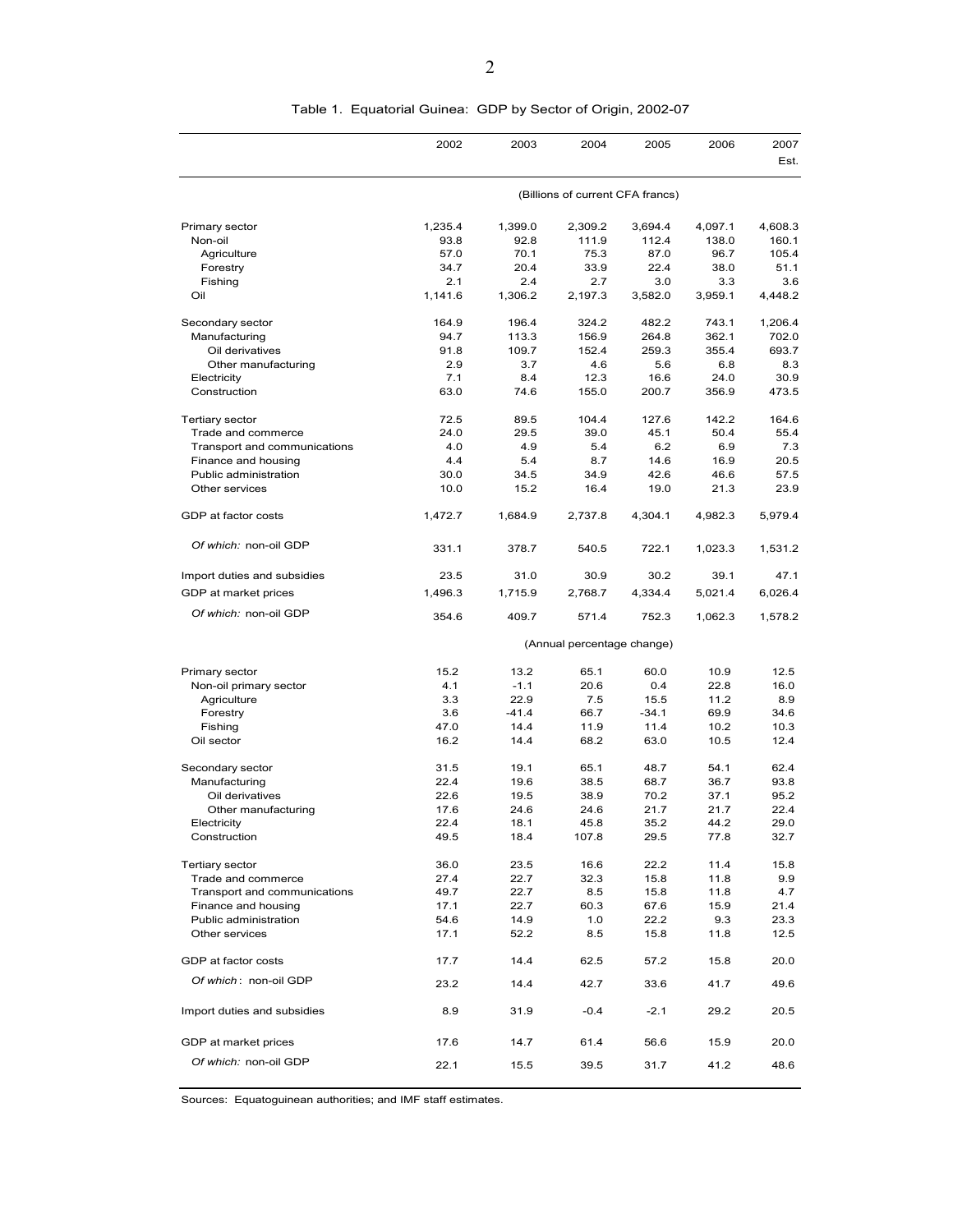Table 1. Equatorial Guinea: GDP by Sector of Origin, 2002-07

| | 2002 | 2003 | 2004 | 2005 | 2006 | 2007 Est. |
|---|---|---|---|---|---|---|
| | (Billions of current CFA francs) | | | | | |
| Primary sector | 1,235.4 | 1,399.0 | 2,309.2 | 3,694.4 | 4,097.1 | 4,608.3 |
| Non-oil | 93.8 | 92.8 | 111.9 | 112.4 | 138.0 | 160.1 |
| Agriculture | 57.0 | 70.1 | 75.3 | 87.0 | 96.7 | 105.4 |
| Forestry | 34.7 | 20.4 | 33.9 | 22.4 | 38.0 | 51.1 |
| Fishing | 2.1 | 2.4 | 2.7 | 3.0 | 3.3 | 3.6 |
| Oil | 1,141.6 | 1,306.2 | 2,197.3 | 3,582.0 | 3,959.1 | 4,448.2 |
| Secondary sector | 164.9 | 196.4 | 324.2 | 482.2 | 743.1 | 1,206.4 |
| Manufacturing | 94.7 | 113.3 | 156.9 | 264.8 | 362.1 | 702.0 |
| Oil derivatives | 91.8 | 109.7 | 152.4 | 259.3 | 355.4 | 693.7 |
| Other manufacturing | 2.9 | 3.7 | 4.6 | 5.6 | 6.8 | 8.3 |
| Electricity | 7.1 | 8.4 | 12.3 | 16.6 | 24.0 | 30.9 |
| Construction | 63.0 | 74.6 | 155.0 | 200.7 | 356.9 | 473.5 |
| Tertiary sector | 72.5 | 89.5 | 104.4 | 127.6 | 142.2 | 164.6 |
| Trade and commerce | 24.0 | 29.5 | 39.0 | 45.1 | 50.4 | 55.4 |
| Transport and communications | 4.0 | 4.9 | 5.4 | 6.2 | 6.9 | 7.3 |
| Finance and housing | 4.4 | 5.4 | 8.7 | 14.6 | 16.9 | 20.5 |
| Public administration | 30.0 | 34.5 | 34.9 | 42.6 | 46.6 | 57.5 |
| Other services | 10.0 | 15.2 | 16.4 | 19.0 | 21.3 | 23.9 |
| GDP at factor costs | 1,472.7 | 1,684.9 | 2,737.8 | 4,304.1 | 4,982.3 | 5,979.4 |
| *Of which:* non-oil GDP | 331.1 | 378.7 | 540.5 | 722.1 | 1,023.3 | 1,531.2 |
| Import duties and subsidies | 23.5 | 31.0 | 30.9 | 30.2 | 39.1 | 47.1 |
| GDP at market prices | 1,496.3 | 1,715.9 | 2,768.7 | 4,334.4 | 5,021.4 | 6,026.4 |
| *Of which:* non-oil GDP | 354.6 | 409.7 | 571.4 | 752.3 | 1,062.3 | 1,578.2 |
| | (Annual percentage change) | | | | | |
| Primary sector | 15.2 | 13.2 | 65.1 | 60.0 | 10.9 | 12.5 |
| Non-oil primary sector | 4.1 | -1.1 | 20.6 | 0.4 | 22.8 | 16.0 |
| Agriculture | 3.3 | 22.9 | 7.5 | 15.5 | 11.2 | 8.9 |
| Forestry | 3.6 | -41.4 | 66.7 | -34.1 | 69.9 | 34.6 |
| Fishing | 47.0 | 14.4 | 11.9 | 11.4 | 10.2 | 10.3 |
| Oil sector | 16.2 | 14.4 | 68.2 | 63.0 | 10.5 | 12.4 |
| Secondary sector | 31.5 | 19.1 | 65.1 | 48.7 | 54.1 | 62.4 |
| Manufacturing | 22.4 | 19.6 | 38.5 | 68.7 | 36.7 | 93.8 |
| Oil derivatives | 22.6 | 19.5 | 38.9 | 70.2 | 37.1 | 95.2 |
| Other manufacturing | 17.6 | 24.6 | 24.6 | 21.7 | 21.7 | 22.4 |
| Electricity | 22.4 | 18.1 | 45.8 | 35.2 | 44.2 | 29.0 |
| Construction | 49.5 | 18.4 | 107.8 | 29.5 | 77.8 | 32.7 |
| Tertiary sector | 36.0 | 23.5 | 16.6 | 22.2 | 11.4 | 15.8 |
| Trade and commerce | 27.4 | 22.7 | 32.3 | 15.8 | 11.8 | 9.9 |
| Transport and communications | 49.7 | 22.7 | 8.5 | 15.8 | 11.8 | 4.7 |
| Finance and housing | 17.1 | 22.7 | 60.3 | 67.6 | 15.9 | 21.4 |
| Public administration | 54.6 | 14.9 | 1.0 | 22.2 | 9.3 | 23.3 |
| Other services | 17.1 | 52.2 | 8.5 | 15.8 | 11.8 | 12.5 |
| GDP at factor costs | 17.7 | 14.4 | 62.5 | 57.2 | 15.8 | 20.0 |
| *Of which*: non-oil GDP | 23.2 | 14.4 | 42.7 | 33.6 | 41.7 | 49.6 |
| Import duties and subsidies | 8.9 | 31.9 | -0.4 | -2.1 | 29.2 | 20.5 |
| GDP at market prices | 17.6 | 14.7 | 61.4 | 56.6 | 15.9 | 20.0 |
| *Of which:* non-oil GDP | 22.1 | 15.5 | 39.5 | 31.7 | 41.2 | 48.6 |

Sources: Equatoguinean authorities; and IMF staff estimates.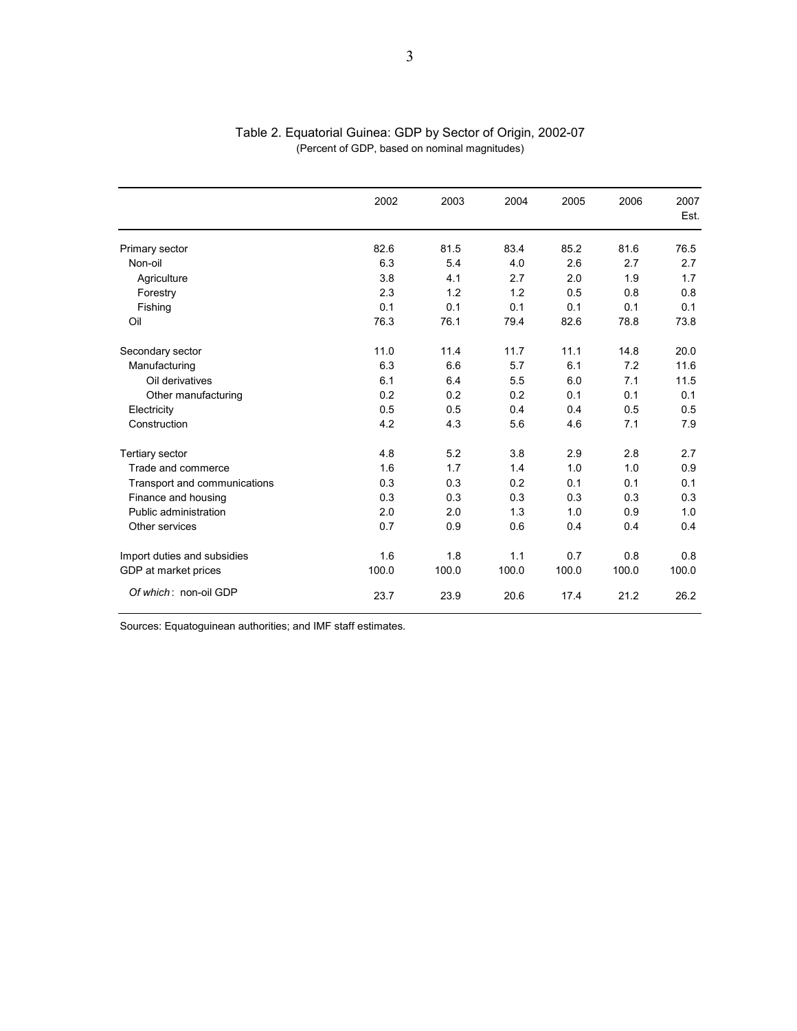Table 2. Equatorial Guinea: GDP by Sector of Origin, 2002-07
(Percent of GDP, based on nominal magnitudes)

| | 2002 | 2003 | 2004 | 2005 | 2006 | 2007 Est. |
|---|---|---|---|---|---|---|
| Primary sector | 82.6 | 81.5 | 83.4 | 85.2 | 81.6 | 76.5 |
| Non-oil | 6.3 | 5.4 | 4.0 | 2.6 | 2.7 | 2.7 |
| Agriculture | 3.8 | 4.1 | 2.7 | 2.0 | 1.9 | 1.7 |
| Forestry | 2.3 | 1.2 | 1.2 | 0.5 | 0.8 | 0.8 |
| Fishing | 0.1 | 0.1 | 0.1 | 0.1 | 0.1 | 0.1 |
| Oil | 76.3 | 76.1 | 79.4 | 82.6 | 78.8 | 73.8 |
| | | | | | | |
| Secondary sector | 11.0 | 11.4 | 11.7 | 11.1 | 14.8 | 20.0 |
| Manufacturing | 6.3 | 6.6 | 5.7 | 6.1 | 7.2 | 11.6 |
| Oil derivatives | 6.1 | 6.4 | 5.5 | 6.0 | 7.1 | 11.5 |
| Other manufacturing | 0.2 | 0.2 | 0.2 | 0.1 | 0.1 | 0.1 |
| Electricity | 0.5 | 0.5 | 0.4 | 0.4 | 0.5 | 0.5 |
| Construction | 4.2 | 4.3 | 5.6 | 4.6 | 7.1 | 7.9 |
| | | | | | | |
| Tertiary sector | 4.8 | 5.2 | 3.8 | 2.9 | 2.8 | 2.7 |
| Trade and commerce | 1.6 | 1.7 | 1.4 | 1.0 | 1.0 | 0.9 |
| Transport and communications | 0.3 | 0.3 | 0.2 | 0.1 | 0.1 | 0.1 |
| Finance and housing | 0.3 | 0.3 | 0.3 | 0.3 | 0.3 | 0.3 |
| Public administration | 2.0 | 2.0 | 1.3 | 1.0 | 0.9 | 1.0 |
| Other services | 0.7 | 0.9 | 0.6 | 0.4 | 0.4 | 0.4 |
| | | | | | | |
| Import duties and subsidies | 1.6 | 1.8 | 1.1 | 0.7 | 0.8 | 0.8 |
| GDP at market prices | 100.0 | 100.0 | 100.0 | 100.0 | 100.0 | 100.0 |
| *Of which*: non-oil GDP | 23.7 | 23.9 | 20.6 | 17.4 | 21.2 | 26.2 |

Sources: Equatoguinean authorities; and IMF staff estimates.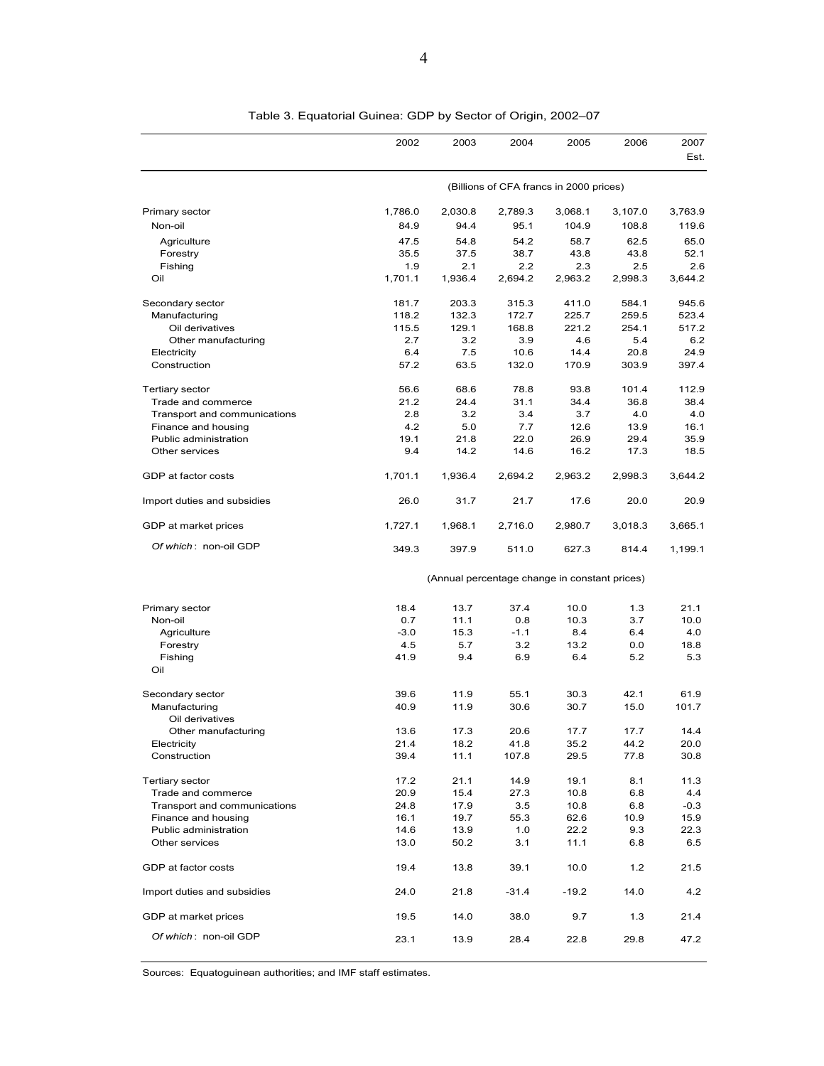Table 3. Equatorial Guinea: GDP by Sector of Origin, 2002–07

| | 2002 | 2003 | 2004 | 2005 | 2006 | 2007 Est. |
|---|---|---|---|---|---|---|
| | (Billions of CFA francs in 2000 prices) | | | | | |
| Primary sector | 1,786.0 | 2,030.8 | 2,789.3 | 3,068.1 | 3,107.0 | 3,763.9 |
| Non-oil | 84.9 | 94.4 | 95.1 | 104.9 | 108.8 | 119.6 |
| Agriculture | 47.5 | 54.8 | 54.2 | 58.7 | 62.5 | 65.0 |
| Forestry | 35.5 | 37.5 | 38.7 | 43.8 | 43.8 | 52.1 |
| Fishing | 1.9 | 2.1 | 2.2 | 2.3 | 2.5 | 2.6 |
| Oil | 1,701.1 | 1,936.4 | 2,694.2 | 2,963.2 | 2,998.3 | 3,644.2 |
| Secondary sector | 181.7 | 203.3 | 315.3 | 411.0 | 584.1 | 945.6 |
| Manufacturing | 118.2 | 132.3 | 172.7 | 225.7 | 259.5 | 523.4 |
| Oil derivatives | 115.5 | 129.1 | 168.8 | 221.2 | 254.1 | 517.2 |
| Other manufacturing | 2.7 | 3.2 | 3.9 | 4.6 | 5.4 | 6.2 |
| Electricity | 6.4 | 7.5 | 10.6 | 14.4 | 20.8 | 24.9 |
| Construction | 57.2 | 63.5 | 132.0 | 170.9 | 303.9 | 397.4 |
| Tertiary sector | 56.6 | 68.6 | 78.8 | 93.8 | 101.4 | 112.9 |
| Trade and commerce | 21.2 | 24.4 | 31.1 | 34.4 | 36.8 | 38.4 |
| Transport and communications | 2.8 | 3.2 | 3.4 | 3.7 | 4.0 | 4.0 |
| Finance and housing | 4.2 | 5.0 | 7.7 | 12.6 | 13.9 | 16.1 |
| Public administration | 19.1 | 21.8 | 22.0 | 26.9 | 29.4 | 35.9 |
| Other services | 9.4 | 14.2 | 14.6 | 16.2 | 17.3 | 18.5 |
| GDP at factor costs | 1,701.1 | 1,936.4 | 2,694.2 | 2,963.2 | 2,998.3 | 3,644.2 |
| Import duties and subsidies | 26.0 | 31.7 | 21.7 | 17.6 | 20.0 | 20.9 |
| GDP at market prices | 1,727.1 | 1,968.1 | 2,716.0 | 2,980.7 | 3,018.3 | 3,665.1 |
| *Of which*: non-oil GDP | 349.3 | 397.9 | 511.0 | 627.3 | 814.4 | 1,199.1 |
| | (Annual percentage change in constant prices) | | | | | |
| Primary sector | 18.4 | 13.7 | 37.4 | 10.0 | 1.3 | 21.1 |
| Non-oil | 0.7 | 11.1 | 0.8 | 10.3 | 3.7 | 10.0 |
| Agriculture | -3.0 | 15.3 | -1.1 | 8.4 | 6.4 | 4.0 |
| Forestry | 4.5 | 5.7 | 3.2 | 13.2 | 0.0 | 18.8 |
| Fishing | 41.9 | 9.4 | 6.9 | 6.4 | 5.2 | 5.3 |
| Oil | | | | | | |
| Secondary sector | 39.6 | 11.9 | 55.1 | 30.3 | 42.1 | 61.9 |
| Manufacturing | 40.9 | 11.9 | 30.6 | 30.7 | 15.0 | 101.7 |
| Oil derivatives | | | | | | |
| Other manufacturing | 13.6 | 17.3 | 20.6 | 17.7 | 17.7 | 14.4 |
| Electricity | 21.4 | 18.2 | 41.8 | 35.2 | 44.2 | 20.0 |
| Construction | 39.4 | 11.1 | 107.8 | 29.5 | 77.8 | 30.8 |
| Tertiary sector | 17.2 | 21.1 | 14.9 | 19.1 | 8.1 | 11.3 |
| Trade and commerce | 20.9 | 15.4 | 27.3 | 10.8 | 6.8 | 4.4 |
| Transport and communications | 24.8 | 17.9 | 3.5 | 10.8 | 6.8 | -0.3 |
| Finance and housing | 16.1 | 19.7 | 55.3 | 62.6 | 10.9 | 15.9 |
| Public administration | 14.6 | 13.9 | 1.0 | 22.2 | 9.3 | 22.3 |
| Other services | 13.0 | 50.2 | 3.1 | 11.1 | 6.8 | 6.5 |
| GDP at factor costs | 19.4 | 13.8 | 39.1 | 10.0 | 1.2 | 21.5 |
| Import duties and subsidies | 24.0 | 21.8 | -31.4 | -19.2 | 14.0 | 4.2 |
| GDP at market prices | 19.5 | 14.0 | 38.0 | 9.7 | 1.3 | 21.4 |
| *Of which*: non-oil GDP | 23.1 | 13.9 | 28.4 | 22.8 | 29.8 | 47.2 |

Sources: Equatoguinean authorities; and IMF staff estimates.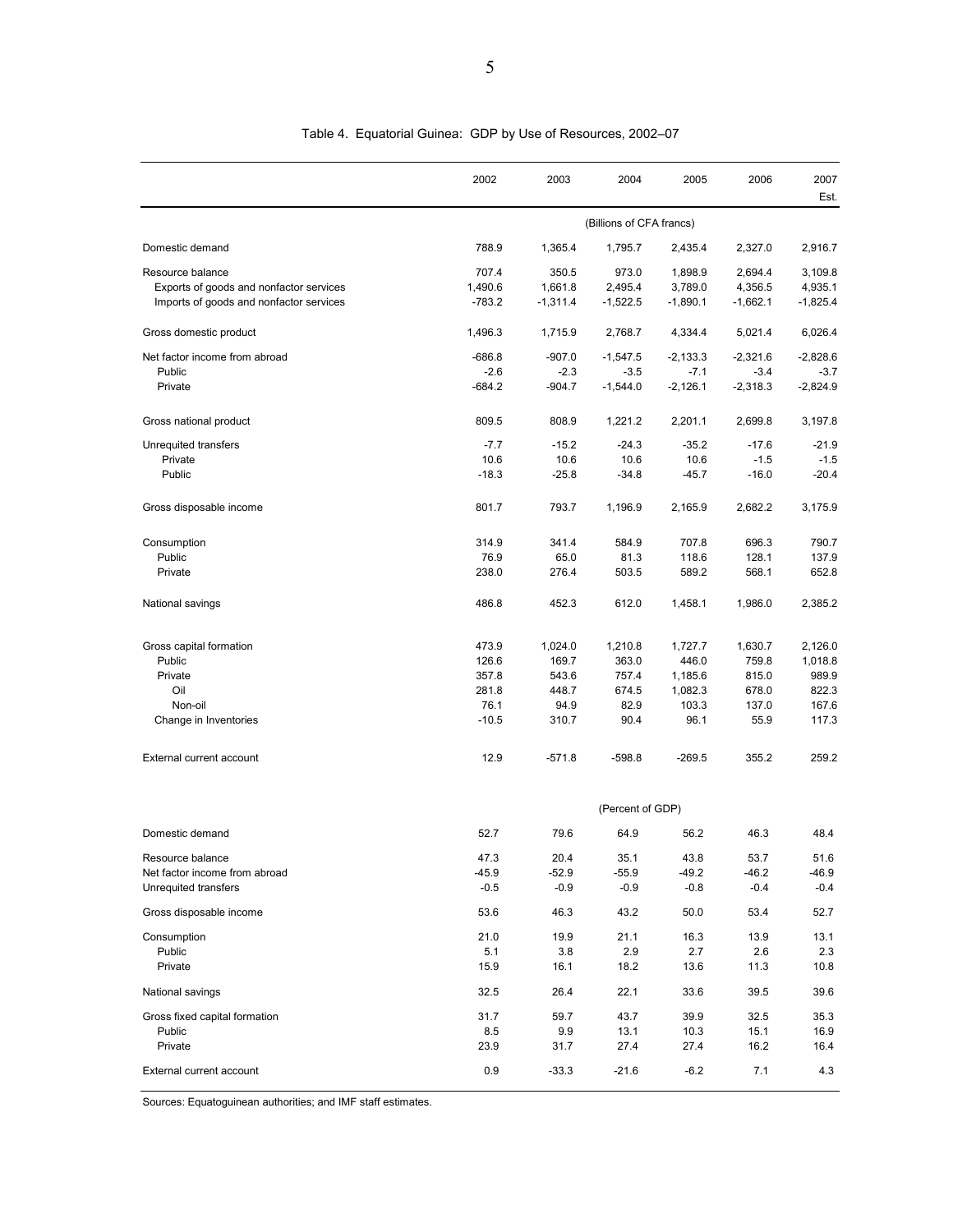Table 4. Equatorial Guinea: GDP by Use of Resources, 2002–07

| | 2002 | 2003 | 2004 | 2005 | 2006 | 2007 Est. |
|---|---|---|---|---|---|---|
| | (Billions of CFA francs) | | | | | |
| Domestic demand | 788.9 | 1,365.4 | 1,795.7 | 2,435.4 | 2,327.0 | 2,916.7 |
| Resource balance | 707.4 | 350.5 | 973.0 | 1,898.9 | 2,694.4 | 3,109.8 |
| Exports of goods and nonfactor services | 1,490.6 | 1,661.8 | 2,495.4 | 3,789.0 | 4,356.5 | 4,935.1 |
| Imports of goods and nonfactor services | -783.2 | -1,311.4 | -1,522.5 | -1,890.1 | -1,662.1 | -1,825.4 |
| Gross domestic product | 1,496.3 | 1,715.9 | 2,768.7 | 4,334.4 | 5,021.4 | 6,026.4 |
| Net factor income from abroad | -686.8 | -907.0 | -1,547.5 | -2,133.3 | -2,321.6 | -2,828.6 |
| Public | -2.6 | -2.3 | -3.5 | -7.1 | -3.4 | -3.7 |
| Private | -684.2 | -904.7 | -1,544.0 | -2,126.1 | -2,318.3 | -2,824.9 |
| Gross national product | 809.5 | 808.9 | 1,221.2 | 2,201.1 | 2,699.8 | 3,197.8 |
| Unrequited transfers | -7.7 | -15.2 | -24.3 | -35.2 | -17.6 | -21.9 |
| Private | 10.6 | 10.6 | 10.6 | 10.6 | -1.5 | -1.5 |
| Public | -18.3 | -25.8 | -34.8 | -45.7 | -16.0 | -20.4 |
| Gross disposable income | 801.7 | 793.7 | 1,196.9 | 2,165.9 | 2,682.2 | 3,175.9 |
| Consumption | 314.9 | 341.4 | 584.9 | 707.8 | 696.3 | 790.7 |
| Public | 76.9 | 65.0 | 81.3 | 118.6 | 128.1 | 137.9 |
| Private | 238.0 | 276.4 | 503.5 | 589.2 | 568.1 | 652.8 |
| National savings | 486.8 | 452.3 | 612.0 | 1,458.1 | 1,986.0 | 2,385.2 |
| Gross capital formation | 473.9 | 1,024.0 | 1,210.8 | 1,727.7 | 1,630.7 | 2,126.0 |
| Public | 126.6 | 169.7 | 363.0 | 446.0 | 759.8 | 1,018.8 |
| Private | 357.8 | 543.6 | 757.4 | 1,185.6 | 815.0 | 989.9 |
| Oil | 281.8 | 448.7 | 674.5 | 1,082.3 | 678.0 | 822.3 |
| Non-oil | 76.1 | 94.9 | 82.9 | 103.3 | 137.0 | 167.6 |
| Change in Inventories | -10.5 | 310.7 | 90.4 | 96.1 | 55.9 | 117.3 |
| External current account | 12.9 | -571.8 | -598.8 | -269.5 | 355.2 | 259.2 |
| | (Percent of GDP) | | | | | |
| Domestic demand | 52.7 | 79.6 | 64.9 | 56.2 | 46.3 | 48.4 |
| Resource balance | 47.3 | 20.4 | 35.1 | 43.8 | 53.7 | 51.6 |
| Net factor income from abroad | -45.9 | -52.9 | -55.9 | -49.2 | -46.2 | -46.9 |
| Unrequited transfers | -0.5 | -0.9 | -0.9 | -0.8 | -0.4 | -0.4 |
| Gross disposable income | 53.6 | 46.3 | 43.2 | 50.0 | 53.4 | 52.7 |
| Consumption | 21.0 | 19.9 | 21.1 | 16.3 | 13.9 | 13.1 |
| Public | 5.1 | 3.8 | 2.9 | 2.7 | 2.6 | 2.3 |
| Private | 15.9 | 16.1 | 18.2 | 13.6 | 11.3 | 10.8 |
| National savings | 32.5 | 26.4 | 22.1 | 33.6 | 39.5 | 39.6 |
| Gross fixed capital formation | 31.7 | 59.7 | 43.7 | 39.9 | 32.5 | 35.3 |
| Public | 8.5 | 9.9 | 13.1 | 10.3 | 15.1 | 16.9 |
| Private | 23.9 | 31.7 | 27.4 | 27.4 | 16.2 | 16.4 |
| External current account | 0.9 | -33.3 | -21.6 | -6.2 | 7.1 | 4.3 |

Sources: Equatoguinean authorities; and IMF staff estimates.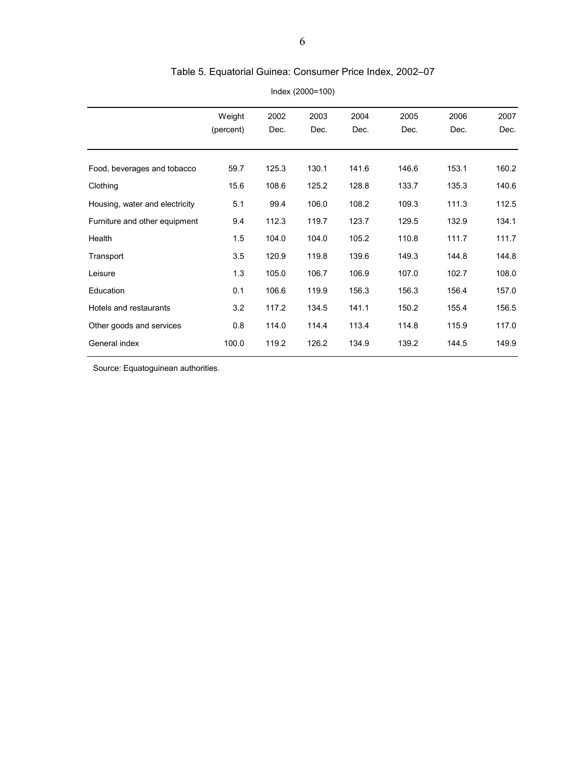## Table 5. Equatorial Guinea: Consumer Price Index, 2002–07

Index (2000=100)

| | Weight (percent) | 2002 Dec. | 2003 Dec. | 2004 Dec. | 2005 Dec. | 2006 Dec. | 2007 Dec. |
|---|---|---|---|---|---|---|---|
| Food, beverages and tobacco | 59.7 | 125.3 | 130.1 | 141.6 | 146.6 | 153.1 | 160.2 |
| Clothing | 15.6 | 108.6 | 125.2 | 128.8 | 133.7 | 135.3 | 140.6 |
| Housing, water and electricity | 5.1 | 99.4 | 106.0 | 108.2 | 109.3 | 111.3 | 112.5 |
| Furniture and other equipment | 9.4 | 112.3 | 119.7 | 123.7 | 129.5 | 132.9 | 134.1 |
| Health | 1.5 | 104.0 | 104.0 | 105.2 | 110.8 | 111.7 | 111.7 |
| Transport | 3.5 | 120.9 | 119.8 | 139.6 | 149.3 | 144.8 | 144.8 |
| Leisure | 1.3 | 105.0 | 106.7 | 106.9 | 107.0 | 102.7 | 108.0 |
| Education | 0.1 | 106.6 | 119.9 | 156.3 | 156.3 | 156.4 | 157.0 |
| Hotels and restaurants | 3.2 | 117.2 | 134.5 | 141.1 | 150.2 | 155.4 | 156.5 |
| Other goods and services | 0.8 | 114.0 | 114.4 | 113.4 | 114.8 | 115.9 | 117.0 |
| General index | 100.0 | 119.2 | 126.2 | 134.9 | 139.2 | 144.5 | 149.9 |

Source: Equatoguinean authorities.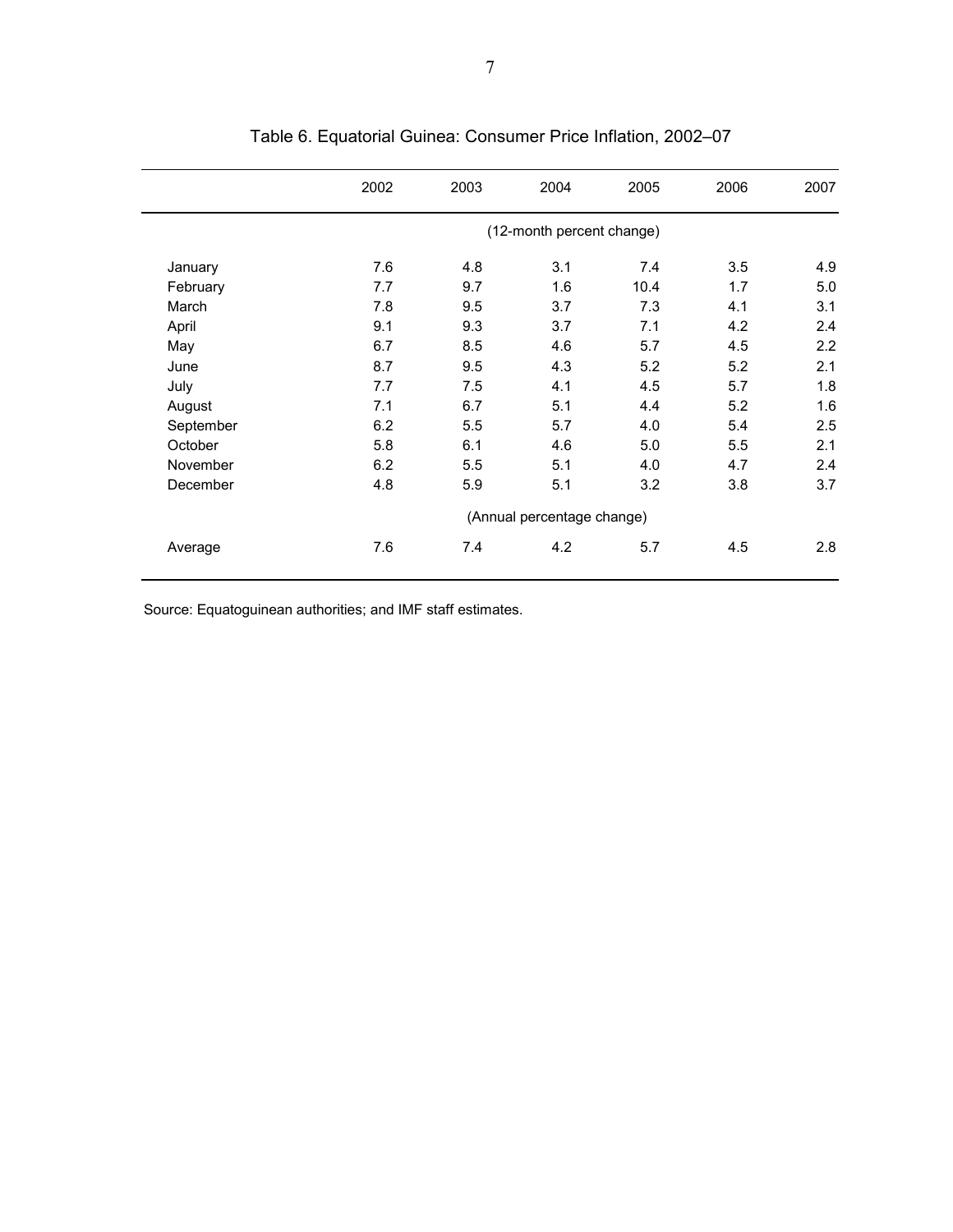# Table 6. Equatorial Guinea: Consumer Price Inflation, 2002–07

| | 2002 | 2003 | 2004 | 2005 | 2006 | 2007 |
|---|---|---|---|---|---|---|
| | (12-month percent change) | | | | | |
| January | 7.6 | 4.8 | 3.1 | 7.4 | 3.5 | 4.9 |
| February | 7.7 | 9.7 | 1.6 | 10.4 | 1.7 | 5.0 |
| March | 7.8 | 9.5 | 3.7 | 7.3 | 4.1 | 3.1 |
| April | 9.1 | 9.3 | 3.7 | 7.1 | 4.2 | 2.4 |
| May | 6.7 | 8.5 | 4.6 | 5.7 | 4.5 | 2.2 |
| June | 8.7 | 9.5 | 4.3 | 5.2 | 5.2 | 2.1 |
| July | 7.7 | 7.5 | 4.1 | 4.5 | 5.7 | 1.8 |
| August | 7.1 | 6.7 | 5.1 | 4.4 | 5.2 | 1.6 |
| September | 6.2 | 5.5 | 5.7 | 4.0 | 5.4 | 2.5 |
| October | 5.8 | 6.1 | 4.6 | 5.0 | 5.5 | 2.1 |
| November | 6.2 | 5.5 | 5.1 | 4.0 | 4.7 | 2.4 |
| December | 4.8 | 5.9 | 5.1 | 3.2 | 3.8 | 3.7 |
| | (Annual percentage change) | | | | | |
| Average | 7.6 | 7.4 | 4.2 | 5.7 | 4.5 | 2.8 |

Source: Equatoguinean authorities; and IMF staff estimates.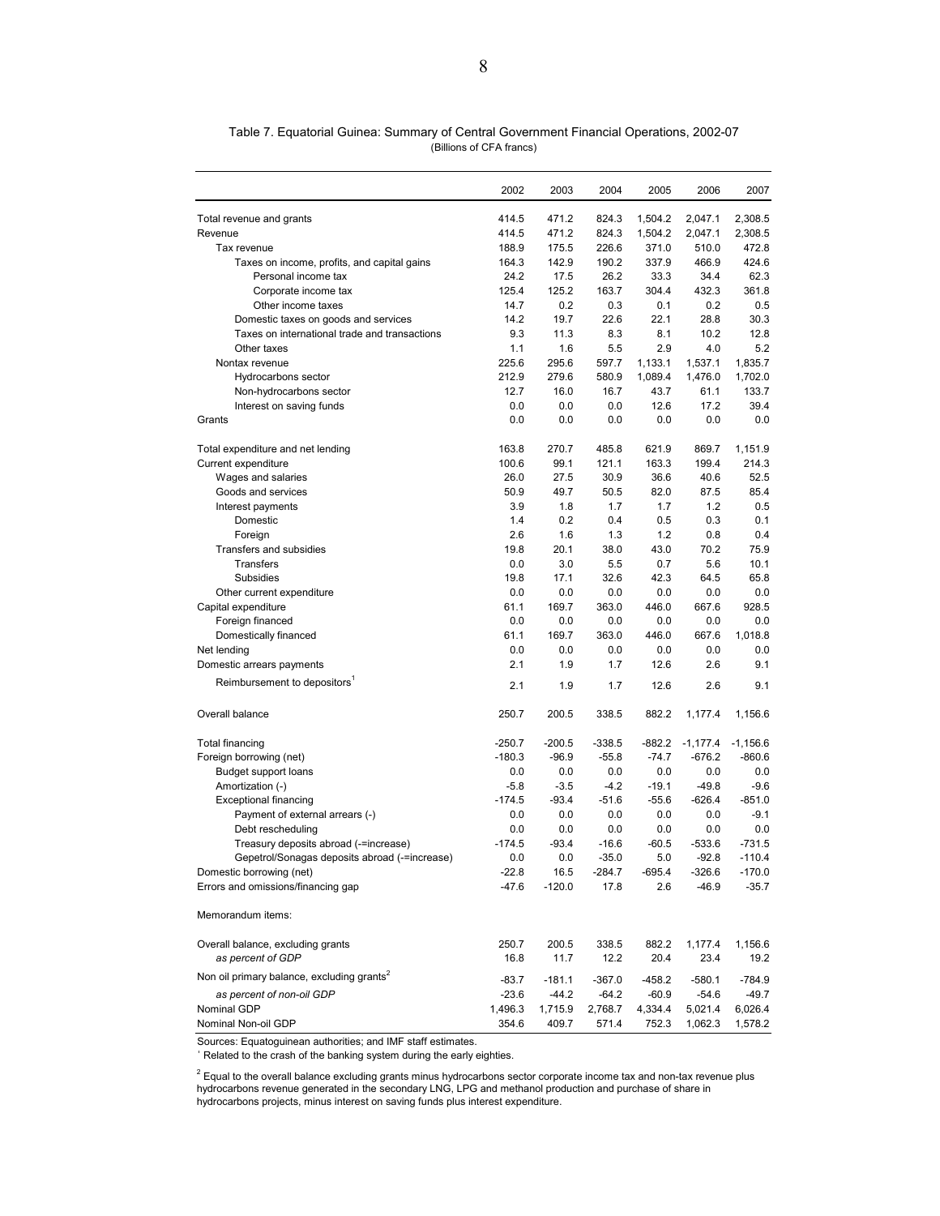Table 7. Equatorial Guinea: Summary of Central Government Financial Operations, 2002-07

(Billions of CFA francs)

| | 2002 | 2003 | 2004 | 2005 | 2006 | 2007 |
|---|---|---|---|---|---|---|
| Total revenue and grants | 414.5 | 471.2 | 824.3 | 1,504.2 | 2,047.1 | 2,308.5 |
| Revenue | 414.5 | 471.2 | 824.3 | 1,504.2 | 2,047.1 | 2,308.5 |
| Tax revenue | 188.9 | 175.5 | 226.6 | 371.0 | 510.0 | 472.8 |
| Taxes on income, profits, and capital gains | 164.3 | 142.9 | 190.2 | 337.9 | 466.9 | 424.6 |
| Personal income tax | 24.2 | 17.5 | 26.2 | 33.3 | 34.4 | 62.3 |
| Corporate income tax | 125.4 | 125.2 | 163.7 | 304.4 | 432.3 | 361.8 |
| Other income taxes | 14.7 | 0.2 | 0.3 | 0.1 | 0.2 | 0.5 |
| Domestic taxes on goods and services | 14.2 | 19.7 | 22.6 | 22.1 | 28.8 | 30.3 |
| Taxes on international trade and transactions | 9.3 | 11.3 | 8.3 | 8.1 | 10.2 | 12.8 |
| Other taxes | 1.1 | 1.6 | 5.5 | 2.9 | 4.0 | 5.2 |
| Nontax revenue | 225.6 | 295.6 | 597.7 | 1,133.1 | 1,537.1 | 1,835.7 |
| Hydrocarbons sector | 212.9 | 279.6 | 580.9 | 1,089.4 | 1,476.0 | 1,702.0 |
| Non-hydrocarbons sector | 12.7 | 16.0 | 16.7 | 43.7 | 61.1 | 133.7 |
| Interest on saving funds | 0.0 | 0.0 | 0.0 | 12.6 | 17.2 | 39.4 |
| Grants | 0.0 | 0.0 | 0.0 | 0.0 | 0.0 | 0.0 |
| | | | | | | |
| Total expenditure and net lending | 163.8 | 270.7 | 485.8 | 621.9 | 869.7 | 1,151.9 |
| Current expenditure | 100.6 | 99.1 | 121.1 | 163.3 | 199.4 | 214.3 |
| Wages and salaries | 26.0 | 27.5 | 30.9 | 36.6 | 40.6 | 52.5 |
| Goods and services | 50.9 | 49.7 | 50.5 | 82.0 | 87.5 | 85.4 |
| Interest payments | 3.9 | 1.8 | 1.7 | 1.7 | 1.2 | 0.5 |
| Domestic | 1.4 | 0.2 | 0.4 | 0.5 | 0.3 | 0.1 |
| Foreign | 2.6 | 1.6 | 1.3 | 1.2 | 0.8 | 0.4 |
| Transfers and subsidies | 19.8 | 20.1 | 38.0 | 43.0 | 70.2 | 75.9 |
| Transfers | 0.0 | 3.0 | 5.5 | 0.7 | 5.6 | 10.1 |
| Subsidies | 19.8 | 17.1 | 32.6 | 42.3 | 64.5 | 65.8 |
| Other current expenditure | 0.0 | 0.0 | 0.0 | 0.0 | 0.0 | 0.0 |
| Capital expenditure | 61.1 | 169.7 | 363.0 | 446.0 | 667.6 | 928.5 |
| Foreign financed | 0.0 | 0.0 | 0.0 | 0.0 | 0.0 | 0.0 |
| Domestically financed | 61.1 | 169.7 | 363.0 | 446.0 | 667.6 | 1,018.8 |
| Net lending | 0.0 | 0.0 | 0.0 | 0.0 | 0.0 | 0.0 |
| Domestic arrears payments | 2.1 | 1.9 | 1.7 | 12.6 | 2.6 | 9.1 |
| Reimbursement to depositors[1] | 2.1 | 1.9 | 1.7 | 12.6 | 2.6 | 9.1 |
| | | | | | | |
| Overall balance | 250.7 | 200.5 | 338.5 | 882.2 | 1,177.4 | 1,156.6 |
| | | | | | | |
| Total financing | -250.7 | -200.5 | -338.5 | -882.2 | -1,177.4 | -1,156.6 |
| Foreign borrowing (net) | -180.3 | -96.9 | -55.8 | -74.7 | -676.2 | -860.6 |
| Budget support loans | 0.0 | 0.0 | 0.0 | 0.0 | 0.0 | 0.0 |
| Amortization (-) | -5.8 | -3.5 | -4.2 | -19.1 | -49.8 | -9.6 |
| Exceptional financing | -174.5 | -93.4 | -51.6 | -55.6 | -626.4 | -851.0 |
| Payment of external arrears (-) | 0.0 | 0.0 | 0.0 | 0.0 | 0.0 | -9.1 |
| Debt rescheduling | 0.0 | 0.0 | 0.0 | 0.0 | 0.0 | 0.0 |
| Treasury deposits abroad (-=increase) | -174.5 | -93.4 | -16.6 | -60.5 | -533.6 | -731.5 |
| Gepetrol/Sonagas deposits abroad (-=increase) | 0.0 | 0.0 | -35.0 | 5.0 | -92.8 | -110.4 |
| Domestic borrowing (net) | -22.8 | 16.5 | -284.7 | -695.4 | -326.6 | -170.0 |
| Errors and omissions/financing gap | -47.6 | -120.0 | 17.8 | 2.6 | -46.9 | -35.7 |
| | | | | | | |
| Memorandum items: | | | | | | |
| | | | | | | |
| Overall balance, excluding grants | 250.7 | 200.5 | 338.5 | 882.2 | 1,177.4 | 1,156.6 |
| *as percent of GDP* | 16.8 | 11.7 | 12.2 | 20.4 | 23.4 | 19.2 |
| Non oil primary balance, excluding grants[2] | -83.7 | -181.1 | -367.0 | -458.2 | -580.1 | -784.9 |
| *as percent of non-oil GDP* | -23.6 | -44.2 | -64.2 | -60.9 | -54.6 | -49.7 |
| Nominal GDP | 1,496.3 | 1,715.9 | 2,768.7 | 4,334.4 | 5,021.4 | 6,026.4 |
| Nominal Non-oil GDP | 354.6 | 409.7 | 571.4 | 752.3 | 1,062.3 | 1,578.2 |

Sources: Equatoguinean authorities; and IMF staff estimates.

[1] Related to the crash of the banking system during the early eighties.

[2] Equal to the overall balance excluding grants minus hydrocarbons sector corporate income tax and non-tax revenue plus hydrocarbons revenue generated in the secondary LNG, LPG and methanol production and purchase of share in hydrocarbons projects, minus interest on saving funds plus interest expenditure.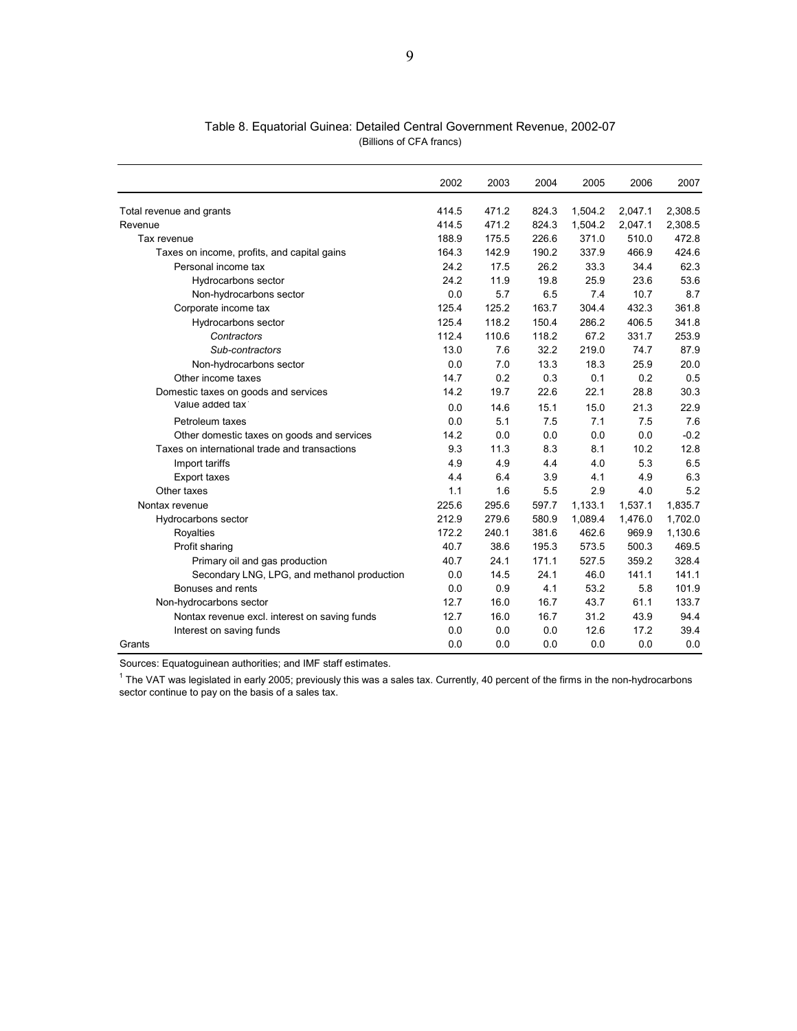Table 8. Equatorial Guinea: Detailed Central Government Revenue, 2002-07

(Billions of CFA francs)

| | 2002 | 2003 | 2004 | 2005 | 2006 | 2007 |
|---|---|---|---|---|---|---|
| Total revenue and grants | 414.5 | 471.2 | 824.3 | 1,504.2 | 2,047.1 | 2,308.5 |
| Revenue | 414.5 | 471.2 | 824.3 | 1,504.2 | 2,047.1 | 2,308.5 |
| Tax revenue | 188.9 | 175.5 | 226.6 | 371.0 | 510.0 | 472.8 |
| Taxes on income, profits, and capital gains | 164.3 | 142.9 | 190.2 | 337.9 | 466.9 | 424.6 |
| Personal income tax | 24.2 | 17.5 | 26.2 | 33.3 | 34.4 | 62.3 |
| Hydrocarbons sector | 24.2 | 11.9 | 19.8 | 25.9 | 23.6 | 53.6 |
| Non-hydrocarbons sector | 0.0 | 5.7 | 6.5 | 7.4 | 10.7 | 8.7 |
| Corporate income tax | 125.4 | 125.2 | 163.7 | 304.4 | 432.3 | 361.8 |
| Hydrocarbons sector | 125.4 | 118.2 | 150.4 | 286.2 | 406.5 | 341.8 |
| *Contractors* | 112.4 | 110.6 | 118.2 | 67.2 | 331.7 | 253.9 |
| *Sub-contractors* | 13.0 | 7.6 | 32.2 | 219.0 | 74.7 | 87.9 |
| Non-hydrocarbons sector | 0.0 | 7.0 | 13.3 | 18.3 | 25.9 | 20.0 |
| Other income taxes | 14.7 | 0.2 | 0.3 | 0.1 | 0.2 | 0.5 |
| Domestic taxes on goods and services | 14.2 | 19.7 | 22.6 | 22.1 | 28.8 | 30.3 |
| Value added tax[1] | 0.0 | 14.6 | 15.1 | 15.0 | 21.3 | 22.9 |
| Petroleum taxes | 0.0 | 5.1 | 7.5 | 7.1 | 7.5 | 7.6 |
| Other domestic taxes on goods and services | 14.2 | 0.0 | 0.0 | 0.0 | 0.0 | -0.2 |
| Taxes on international trade and transactions | 9.3 | 11.3 | 8.3 | 8.1 | 10.2 | 12.8 |
| Import tariffs | 4.9 | 4.9 | 4.4 | 4.0 | 5.3 | 6.5 |
| Export taxes | 4.4 | 6.4 | 3.9 | 4.1 | 4.9 | 6.3 |
| Other taxes | 1.1 | 1.6 | 5.5 | 2.9 | 4.0 | 5.2 |
| Nontax revenue | 225.6 | 295.6 | 597.7 | 1,133.1 | 1,537.1 | 1,835.7 |
| Hydrocarbons sector | 212.9 | 279.6 | 580.9 | 1,089.4 | 1,476.0 | 1,702.0 |
| Royalties | 172.2 | 240.1 | 381.6 | 462.6 | 969.9 | 1,130.6 |
| Profit sharing | 40.7 | 38.6 | 195.3 | 573.5 | 500.3 | 469.5 |
| Primary oil and gas production | 40.7 | 24.1 | 171.1 | 527.5 | 359.2 | 328.4 |
| Secondary LNG, LPG, and methanol production | 0.0 | 14.5 | 24.1 | 46.0 | 141.1 | 141.1 |
| Bonuses and rents | 0.0 | 0.9 | 4.1 | 53.2 | 5.8 | 101.9 |
| Non-hydrocarbons sector | 12.7 | 16.0 | 16.7 | 43.7 | 61.1 | 133.7 |
| Nontax revenue excl. interest on saving funds | 12.7 | 16.0 | 16.7 | 31.2 | 43.9 | 94.4 |
| Interest on saving funds | 0.0 | 0.0 | 0.0 | 12.6 | 17.2 | 39.4 |
| Grants | 0.0 | 0.0 | 0.0 | 0.0 | 0.0 | 0.0 |

Sources: Equatoguinean authorities; and IMF staff estimates.

[1] The VAT was legislated in early 2005; previously this was a sales tax. Currently, 40 percent of the firms in the non-hydrocarbons sector continue to pay on the basis of a sales tax.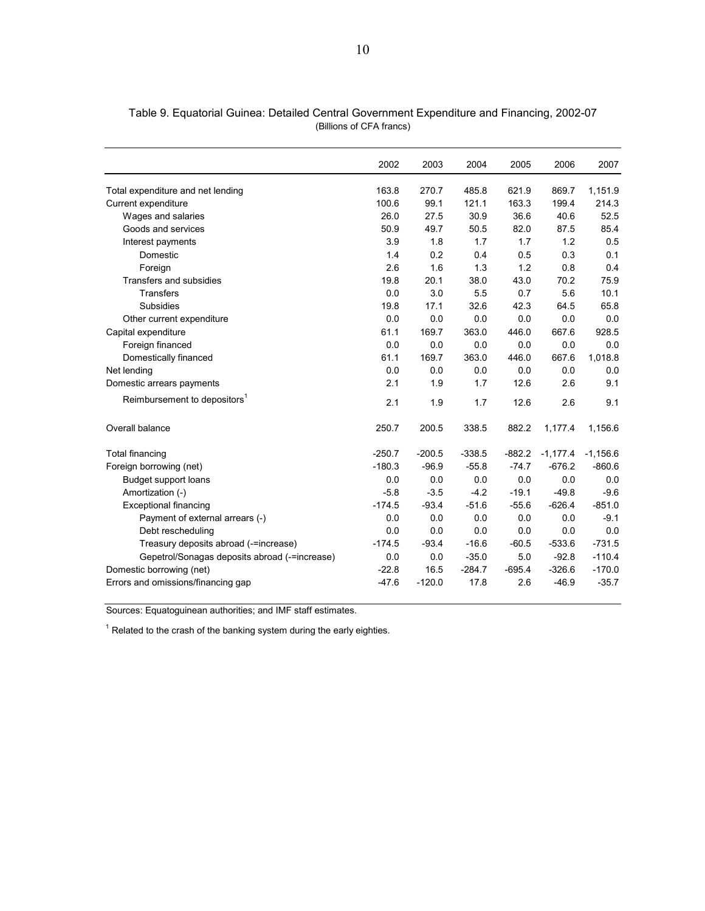Table 9. Equatorial Guinea: Detailed Central Government Expenditure and Financing, 2002-07
(Billions of CFA francs)

| | 2002 | 2003 | 2004 | 2005 | 2006 | 2007 |
|---|---|---|---|---|---|---|
| Total expenditure and net lending | 163.8 | 270.7 | 485.8 | 621.9 | 869.7 | 1,151.9 |
| Current expenditure | 100.6 | 99.1 | 121.1 | 163.3 | 199.4 | 214.3 |
| Wages and salaries | 26.0 | 27.5 | 30.9 | 36.6 | 40.6 | 52.5 |
| Goods and services | 50.9 | 49.7 | 50.5 | 82.0 | 87.5 | 85.4 |
| Interest payments | 3.9 | 1.8 | 1.7 | 1.7 | 1.2 | 0.5 |
| Domestic | 1.4 | 0.2 | 0.4 | 0.5 | 0.3 | 0.1 |
| Foreign | 2.6 | 1.6 | 1.3 | 1.2 | 0.8 | 0.4 |
| Transfers and subsidies | 19.8 | 20.1 | 38.0 | 43.0 | 70.2 | 75.9 |
| Transfers | 0.0 | 3.0 | 5.5 | 0.7 | 5.6 | 10.1 |
| Subsidies | 19.8 | 17.1 | 32.6 | 42.3 | 64.5 | 65.8 |
| Other current expenditure | 0.0 | 0.0 | 0.0 | 0.0 | 0.0 | 0.0 |
| Capital expenditure | 61.1 | 169.7 | 363.0 | 446.0 | 667.6 | 928.5 |
| Foreign financed | 0.0 | 0.0 | 0.0 | 0.0 | 0.0 | 0.0 |
| Domestically financed | 61.1 | 169.7 | 363.0 | 446.0 | 667.6 | 1,018.8 |
| Net lending | 0.0 | 0.0 | 0.0 | 0.0 | 0.0 | 0.0 |
| Domestic arrears payments | 2.1 | 1.9 | 1.7 | 12.6 | 2.6 | 9.1 |
| Reimbursement to depositors[1] | 2.1 | 1.9 | 1.7 | 12.6 | 2.6 | 9.1 |
| Overall balance | 250.7 | 200.5 | 338.5 | 882.2 | 1,177.4 | 1,156.6 |
| Total financing | -250.7 | -200.5 | -338.5 | -882.2 | -1,177.4 | -1,156.6 |
| Foreign borrowing (net) | -180.3 | -96.9 | -55.8 | -74.7 | -676.2 | -860.6 |
| Budget support loans | 0.0 | 0.0 | 0.0 | 0.0 | 0.0 | 0.0 |
| Amortization (-) | -5.8 | -3.5 | -4.2 | -19.1 | -49.8 | -9.6 |
| Exceptional financing | -174.5 | -93.4 | -51.6 | -55.6 | -626.4 | -851.0 |
| Payment of external arrears (-) | 0.0 | 0.0 | 0.0 | 0.0 | 0.0 | -9.1 |
| Debt rescheduling | 0.0 | 0.0 | 0.0 | 0.0 | 0.0 | 0.0 |
| Treasury deposits abroad (-=increase) | -174.5 | -93.4 | -16.6 | -60.5 | -533.6 | -731.5 |
| Gepetrol/Sonagas deposits abroad (-=increase) | 0.0 | 0.0 | -35.0 | 5.0 | -92.8 | -110.4 |
| Domestic borrowing (net) | -22.8 | 16.5 | -284.7 | -695.4 | -326.6 | -170.0 |
| Errors and omissions/financing gap | -47.6 | -120.0 | 17.8 | 2.6 | -46.9 | -35.7 |

Sources: Equatoguinean authorities; and IMF staff estimates.

[1] Related to the crash of the banking system during the early eighties.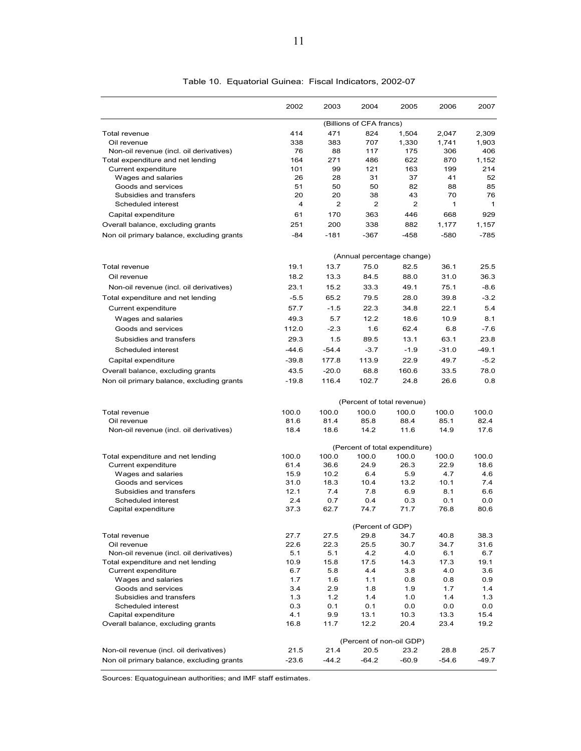Table 10. Equatorial Guinea: Fiscal Indicators, 2002-07

| | 2002 | 2003 | 2004 | 2005 | 2006 | 2007 |
|---|---|---|---|---|---|---|
| | (Billions of CFA francs) | | | | | |
| Total revenue | 414 | 471 | 824 | 1,504 | 2,047 | 2,309 |
| Oil revenue | 338 | 383 | 707 | 1,330 | 1,741 | 1,903 |
| Non-oil revenue (incl. oil derivatives) | 76 | 88 | 117 | 175 | 306 | 406 |
| Total expenditure and net lending | 164 | 271 | 486 | 622 | 870 | 1,152 |
| Current expenditure | 101 | 99 | 121 | 163 | 199 | 214 |
| Wages and salaries | 26 | 28 | 31 | 37 | 41 | 52 |
| Goods and services | 51 | 50 | 50 | 82 | 88 | 85 |
| Subsidies and transfers | 20 | 20 | 38 | 43 | 70 | 76 |
| Scheduled interest | 4 | 2 | 2 | 2 | 1 | 1 |
| Capital expenditure | 61 | 170 | 363 | 446 | 668 | 929 |
| Overall balance, excluding grants | 251 | 200 | 338 | 882 | 1,177 | 1,157 |
| Non oil primary balance, excluding grants | -84 | -181 | -367 | -458 | -580 | -785 |
| | (Annual percentage change) | | | | | |
| Total revenue | 19.1 | 13.7 | 75.0 | 82.5 | 36.1 | 25.5 |
| Oil revenue | 18.2 | 13.3 | 84.5 | 88.0 | 31.0 | 36.3 |
| Non-oil revenue (incl. oil derivatives) | 23.1 | 15.2 | 33.3 | 49.1 | 75.1 | -8.6 |
| Total expenditure and net lending | -5.5 | 65.2 | 79.5 | 28.0 | 39.8 | -3.2 |
| Current expenditure | 57.7 | -1.5 | 22.3 | 34.8 | 22.1 | 5.4 |
| Wages and salaries | 49.3 | 5.7 | 12.2 | 18.6 | 10.9 | 8.1 |
| Goods and services | 112.0 | -2.3 | 1.6 | 62.4 | 6.8 | -7.6 |
| Subsidies and transfers | 29.3 | 1.5 | 89.5 | 13.1 | 63.1 | 23.8 |
| Scheduled interest | -44.6 | -54.4 | -3.7 | -1.9 | -31.0 | -49.1 |
| Capital expenditure | -39.8 | 177.8 | 113.9 | 22.9 | 49.7 | -5.2 |
| Overall balance, excluding grants | 43.5 | -20.0 | 68.8 | 160.6 | 33.5 | 78.0 |
| Non oil primary balance, excluding grants | -19.8 | 116.4 | 102.7 | 24.8 | 26.6 | 0.8 |
| | (Percent of total revenue) | | | | | |
| Total revenue | 100.0 | 100.0 | 100.0 | 100.0 | 100.0 | 100.0 |
| Oil revenue | 81.6 | 81.4 | 85.8 | 88.4 | 85.1 | 82.4 |
| Non-oil revenue (incl. oil derivatives) | 18.4 | 18.6 | 14.2 | 11.6 | 14.9 | 17.6 |
| | (Percent of total expenditure) | | | | | |
| Total expenditure and net lending | 100.0 | 100.0 | 100.0 | 100.0 | 100.0 | 100.0 |
| Current expenditure | 61.4 | 36.6 | 24.9 | 26.3 | 22.9 | 18.6 |
| Wages and salaries | 15.9 | 10.2 | 6.4 | 5.9 | 4.7 | 4.6 |
| Goods and services | 31.0 | 18.3 | 10.4 | 13.2 | 10.1 | 7.4 |
| Subsidies and transfers | 12.1 | 7.4 | 7.8 | 6.9 | 8.1 | 6.6 |
| Scheduled interest | 2.4 | 0.7 | 0.4 | 0.3 | 0.1 | 0.0 |
| Capital expenditure | 37.3 | 62.7 | 74.7 | 71.7 | 76.8 | 80.6 |
| | (Percent of GDP) | | | | | |
| Total revenue | 27.7 | 27.5 | 29.8 | 34.7 | 40.8 | 38.3 |
| Oil revenue | 22.6 | 22.3 | 25.5 | 30.7 | 34.7 | 31.6 |
| Non-oil revenue (incl. oil derivatives) | 5.1 | 5.1 | 4.2 | 4.0 | 6.1 | 6.7 |
| Total expenditure and net lending | 10.9 | 15.8 | 17.5 | 14.3 | 17.3 | 19.1 |
| Current expenditure | 6.7 | 5.8 | 4.4 | 3.8 | 4.0 | 3.6 |
| Wages and salaries | 1.7 | 1.6 | 1.1 | 0.8 | 0.8 | 0.9 |
| Goods and services | 3.4 | 2.9 | 1.8 | 1.9 | 1.7 | 1.4 |
| Subsidies and transfers | 1.3 | 1.2 | 1.4 | 1.0 | 1.4 | 1.3 |
| Scheduled interest | 0.3 | 0.1 | 0.1 | 0.0 | 0.0 | 0.0 |
| Capital expenditure | 4.1 | 9.9 | 13.1 | 10.3 | 13.3 | 15.4 |
| Overall balance, excluding grants | 16.8 | 11.7 | 12.2 | 20.4 | 23.4 | 19.2 |
| | (Percent of non-oil GDP) | | | | | |
| Non-oil revenue (incl. oil derivatives) | 21.5 | 21.4 | 20.5 | 23.2 | 28.8 | 25.7 |
| Non oil primary balance, excluding grants | -23.6 | -44.2 | -64.2 | -60.9 | -54.6 | -49.7 |

Sources: Equatoguinean authorities; and IMF staff estimates.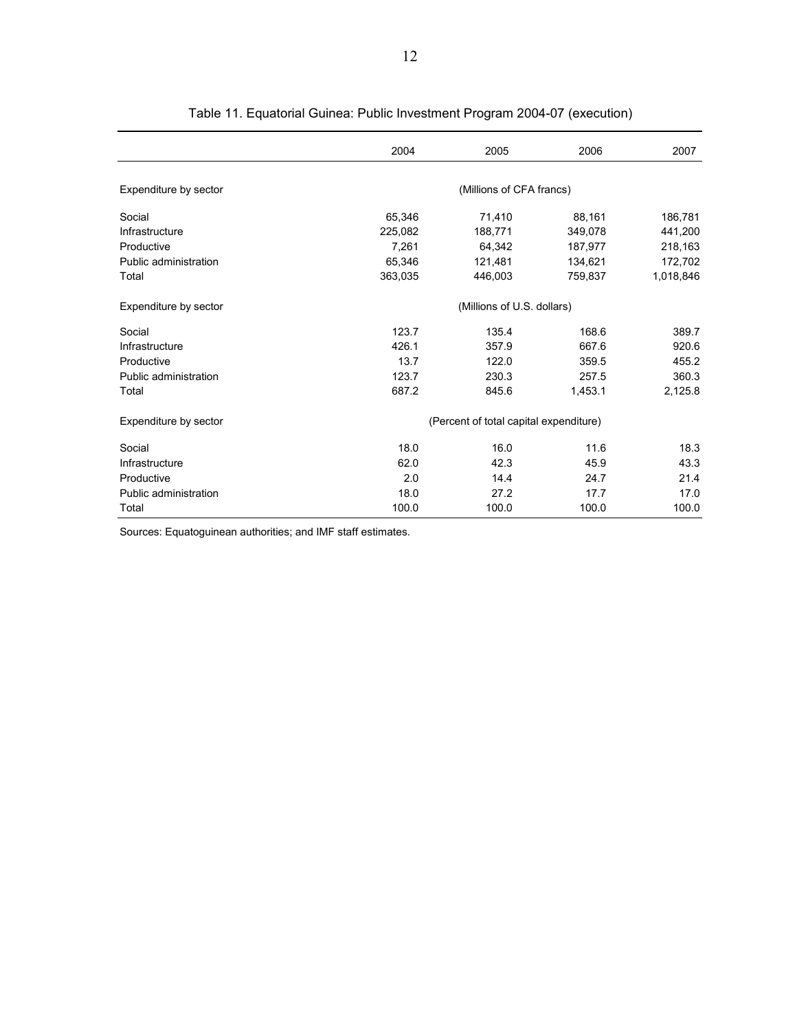Table 11. Equatorial Guinea: Public Investment Program 2004-07 (execution)

| | 2004 | 2005 | 2006 | 2007 |
|---|---|---|---|---|
| Expenditure by sector | (Millions of CFA francs) | | | |
| Social | 65,346 | 71,410 | 88,161 | 186,781 |
| Infrastructure | 225,082 | 188,771 | 349,078 | 441,200 |
| Productive | 7,261 | 64,342 | 187,977 | 218,163 |
| Public administration | 65,346 | 121,481 | 134,621 | 172,702 |
| Total | 363,035 | 446,003 | 759,837 | 1,018,846 |
| Expenditure by sector | (Millions of U.S. dollars) | | | |
| Social | 123.7 | 135.4 | 168.6 | 389.7 |
| Infrastructure | 426.1 | 357.9 | 667.6 | 920.6 |
| Productive | 13.7 | 122.0 | 359.5 | 455.2 |
| Public administration | 123.7 | 230.3 | 257.5 | 360.3 |
| Total | 687.2 | 845.6 | 1,453.1 | 2,125.8 |
| Expenditure by sector | (Percent of total capital expenditure) | | | |
| Social | 18.0 | 16.0 | 11.6 | 18.3 |
| Infrastructure | 62.0 | 42.3 | 45.9 | 43.3 |
| Productive | 2.0 | 14.4 | 24.7 | 21.4 |
| Public administration | 18.0 | 27.2 | 17.7 | 17.0 |
| Total | 100.0 | 100.0 | 100.0 | 100.0 |

Sources: Equatoguinean authorities; and IMF staff estimates.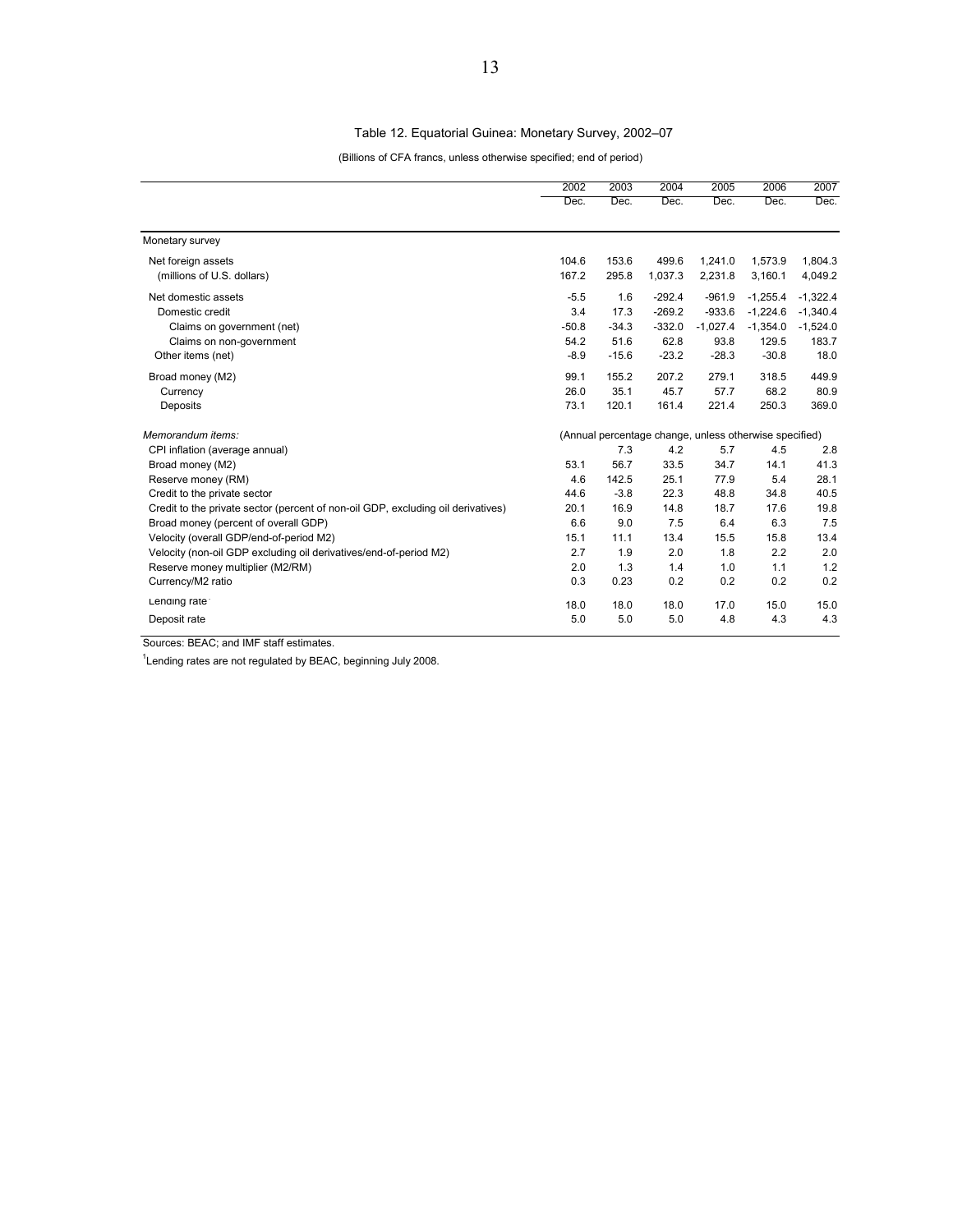Table 12. Equatorial Guinea: Monetary Survey, 2002–07

(Billions of CFA francs, unless otherwise specified; end of period)

| | 2002 Dec. | 2003 Dec. | 2004 Dec. | 2005 Dec. | 2006 Dec. | 2007 Dec. |
|---|---|---|---|---|---|---|
| Monetary survey | | | | | | |
| Net foreign assets | 104.6 | 153.6 | 499.6 | 1,241.0 | 1,573.9 | 1,804.3 |
| (millions of U.S. dollars) | 167.2 | 295.8 | 1,037.3 | 2,231.8 | 3,160.1 | 4,049.2 |
| Net domestic assets | -5.5 | 1.6 | -292.4 | -961.9 | -1,255.4 | -1,322.4 |
| Domestic credit | 3.4 | 17.3 | -269.2 | -933.6 | -1,224.6 | -1,340.4 |
| Claims on government (net) | -50.8 | -34.3 | -332.0 | -1,027.4 | -1,354.0 | -1,524.0 |
| Claims on non-government | 54.2 | 51.6 | 62.8 | 93.8 | 129.5 | 183.7 |
| Other items (net) | -8.9 | -15.6 | -23.2 | -28.3 | -30.8 | 18.0 |
| Broad money (M2) | 99.1 | 155.2 | 207.2 | 279.1 | 318.5 | 449.9 |
| Currency | 26.0 | 35.1 | 45.7 | 57.7 | 68.2 | 80.9 |
| Deposits | 73.1 | 120.1 | 161.4 | 221.4 | 250.3 | 369.0 |
| *Memorandum items:* | (Annual percentage change, unless otherwise specified) | | | | | |
| CPI inflation (average annual) | | 7.3 | 4.2 | 5.7 | 4.5 | 2.8 |
| Broad money (M2) | 53.1 | 56.7 | 33.5 | 34.7 | 14.1 | 41.3 |
| Reserve money (RM) | 4.6 | 142.5 | 25.1 | 77.9 | 5.4 | 28.1 |
| Credit to the private sector | 44.6 | -3.8 | 22.3 | 48.8 | 34.8 | 40.5 |
| Credit to the private sector (percent of non-oil GDP, excluding oil derivatives) | 20.1 | 16.9 | 14.8 | 18.7 | 17.6 | 19.8 |
| Broad money (percent of overall GDP) | 6.6 | 9.0 | 7.5 | 6.4 | 6.3 | 7.5 |
| Velocity (overall GDP/end-of-period M2) | 15.1 | 11.1 | 13.4 | 15.5 | 15.8 | 13.4 |
| Velocity (non-oil GDP excluding oil derivatives/end-of-period M2) | 2.7 | 1.9 | 2.0 | 1.8 | 2.2 | 2.0 |
| Reserve money multiplier (M2/RM) | 2.0 | 1.3 | 1.4 | 1.0 | 1.1 | 1.2 |
| Currency/M2 ratio | 0.3 | 0.23 | 0.2 | 0.2 | 0.2 | 0.2 |
| Lending rate[1] | 18.0 | 18.0 | 18.0 | 17.0 | 15.0 | 15.0 |
| Deposit rate | 5.0 | 5.0 | 5.0 | 4.8 | 4.3 | 4.3 |

Sources: BEAC; and IMF staff estimates.

[1]Lending rates are not regulated by BEAC, beginning July 2008.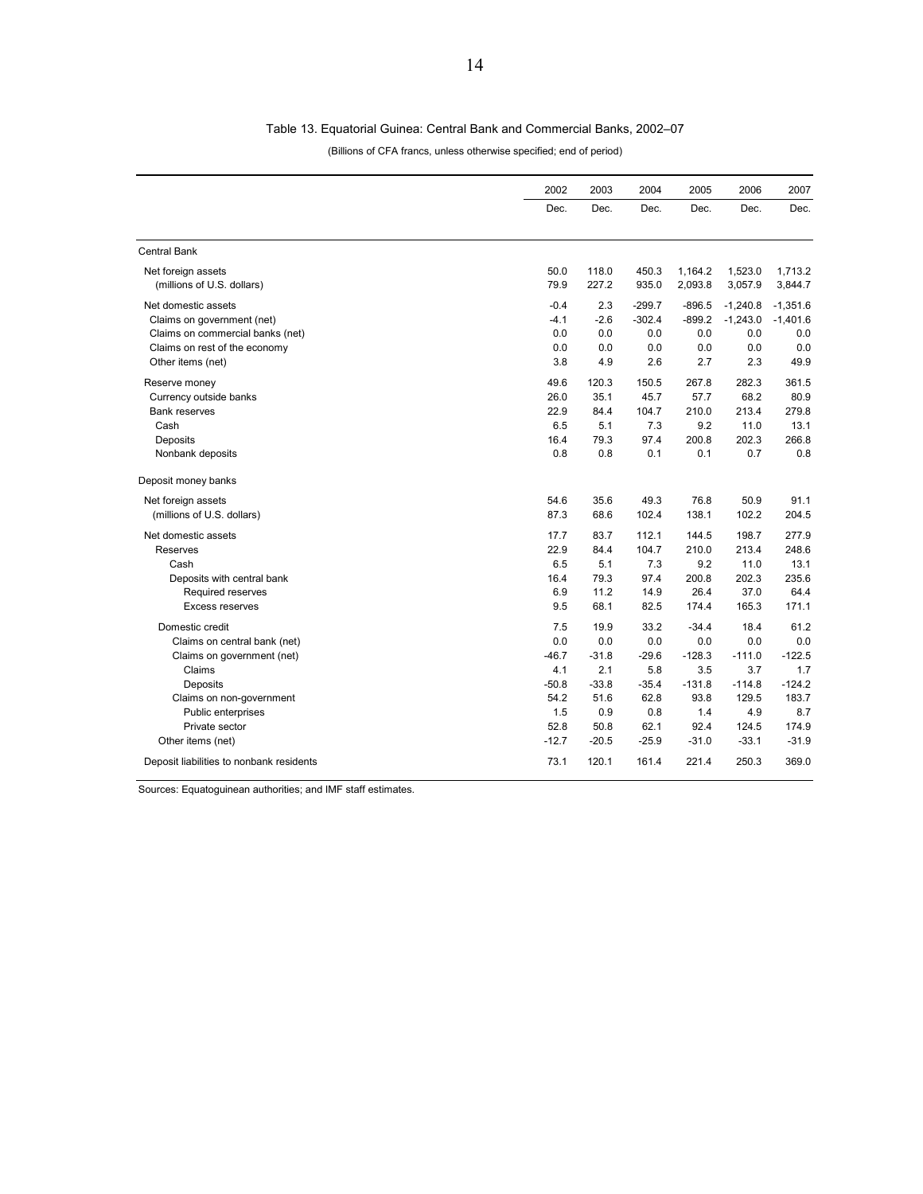# Table 13. Equatorial Guinea: Central Bank and Commercial Banks, 2002–07

(Billions of CFA francs, unless otherwise specified; end of period)

| | 2002 | 2003 | 2004 | 2005 | 2006 | 2007 |
|---|---|---|---|---|---|---|
| | Dec. | Dec. | Dec. | Dec. | Dec. | Dec. |
| Central Bank | | | | | | |
| Net foreign assets | 50.0 | 118.0 | 450.3 | 1,164.2 | 1,523.0 | 1,713.2 |
| (millions of U.S. dollars) | 79.9 | 227.2 | 935.0 | 2,093.8 | 3,057.9 | 3,844.7 |
| Net domestic assets | -0.4 | 2.3 | -299.7 | -896.5 | -1,240.8 | -1,351.6 |
| Claims on government (net) | -4.1 | -2.6 | -302.4 | -899.2 | -1,243.0 | -1,401.6 |
| Claims on commercial banks (net) | 0.0 | 0.0 | 0.0 | 0.0 | 0.0 | 0.0 |
| Claims on rest of the economy | 0.0 | 0.0 | 0.0 | 0.0 | 0.0 | 0.0 |
| Other items (net) | 3.8 | 4.9 | 2.6 | 2.7 | 2.3 | 49.9 |
| Reserve money | 49.6 | 120.3 | 150.5 | 267.8 | 282.3 | 361.5 |
| Currency outside banks | 26.0 | 35.1 | 45.7 | 57.7 | 68.2 | 80.9 |
| Bank reserves | 22.9 | 84.4 | 104.7 | 210.0 | 213.4 | 279.8 |
| Cash | 6.5 | 5.1 | 7.3 | 9.2 | 11.0 | 13.1 |
| Deposits | 16.4 | 79.3 | 97.4 | 200.8 | 202.3 | 266.8 |
| Nonbank deposits | 0.8 | 0.8 | 0.1 | 0.1 | 0.7 | 0.8 |
| Deposit money banks | | | | | | |
| Net foreign assets | 54.6 | 35.6 | 49.3 | 76.8 | 50.9 | 91.1 |
| (millions of U.S. dollars) | 87.3 | 68.6 | 102.4 | 138.1 | 102.2 | 204.5 |
| Net domestic assets | 17.7 | 83.7 | 112.1 | 144.5 | 198.7 | 277.9 |
| Reserves | 22.9 | 84.4 | 104.7 | 210.0 | 213.4 | 248.6 |
| Cash | 6.5 | 5.1 | 7.3 | 9.2 | 11.0 | 13.1 |
| Deposits with central bank | 16.4 | 79.3 | 97.4 | 200.8 | 202.3 | 235.6 |
| Required reserves | 6.9 | 11.2 | 14.9 | 26.4 | 37.0 | 64.4 |
| Excess reserves | 9.5 | 68.1 | 82.5 | 174.4 | 165.3 | 171.1 |
| Domestic credit | 7.5 | 19.9 | 33.2 | -34.4 | 18.4 | 61.2 |
| Claims on central bank (net) | 0.0 | 0.0 | 0.0 | 0.0 | 0.0 | 0.0 |
| Claims on government (net) | -46.7 | -31.8 | -29.6 | -128.3 | -111.0 | -122.5 |
| Claims | 4.1 | 2.1 | 5.8 | 3.5 | 3.7 | 1.7 |
| Deposits | -50.8 | -33.8 | -35.4 | -131.8 | -114.8 | -124.2 |
| Claims on non-government | 54.2 | 51.6 | 62.8 | 93.8 | 129.5 | 183.7 |
| Public enterprises | 1.5 | 0.9 | 0.8 | 1.4 | 4.9 | 8.7 |
| Private sector | 52.8 | 50.8 | 62.1 | 92.4 | 124.5 | 174.9 |
| Other items (net) | -12.7 | -20.5 | -25.9 | -31.0 | -33.1 | -31.9 |
| Deposit liabilities to nonbank residents | 73.1 | 120.1 | 161.4 | 221.4 | 250.3 | 369.0 |

Sources: Equatoguinean authorities; and IMF staff estimates.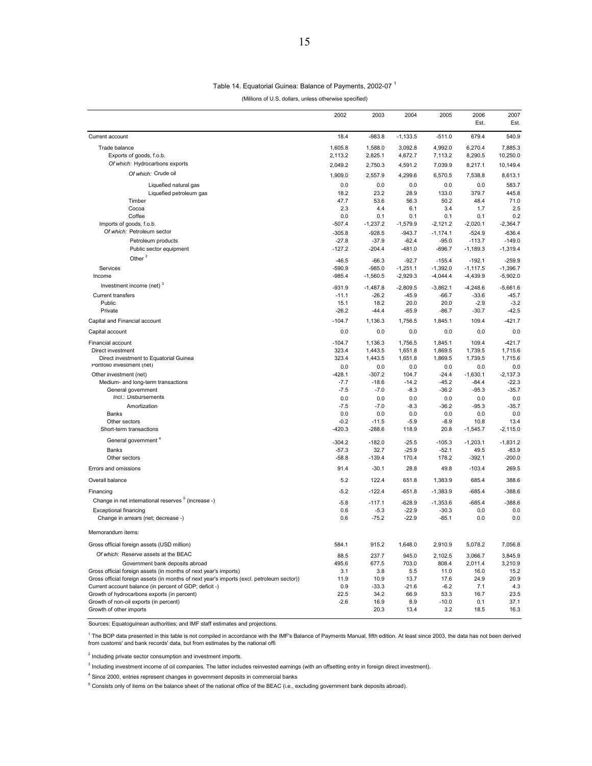Table 14. Equatorial Guinea: Balance of Payments, 2002-07 [1]

(Millions of U.S. dollars, unless otherwise specified)

| | 2002 | 2003 | 2004 | 2005 | 2006 Est. | 2007 Est. |
|---|---|---|---|---|---|---|
| Current account | 18.4 | -983.8 | -1,133.5 | -511.0 | 679.4 | 540.9 |
| Trade balance | 1,605.8 | 1,588.0 | 3,092.8 | 4,992.0 | 6,270.4 | 7,885.3 |
| Exports of goods, f.o.b. | 2,113.2 | 2,825.1 | 4,672.7 | 7,113.2 | 8,290.5 | 10,250.0 |
| *Of which:* Hydrocarbons exports | 2,049.2 | 2,750.3 | 4,591.2 | 7,039.9 | 8,217.1 | 10,149.4 |
| *Of which:* Crude oil | 1,909.0 | 2,557.9 | 4,299.6 | 6,570.5 | 7,538.8 | 8,613.1 |
| Liquefied natural gas | 0.0 | 0.0 | 0.0 | 0.0 | 0.0 | 583.7 |
| Liquefied petroleum gas | 18.2 | 23.2 | 28.9 | 133.0 | 379.7 | 445.8 |
| Timber | 47.7 | 53.6 | 56.3 | 50.2 | 48.4 | 71.0 |
| Cocoa | 2.3 | 4.4 | 6.1 | 3.4 | 1.7 | 2.5 |
| Coffee | 0.0 | 0.1 | 0.1 | 0.1 | 0.1 | 0.2 |
| Imports of goods, f.o.b. | -507.4 | -1,237.2 | -1,579.9 | -2,121.2 | -2,020.1 | -2,364.7 |
| *Of which:* Petroleum sector | -305.8 | -928.5 | -943.7 | -1,174.1 | -524.9 | -636.4 |
| Petroleum products | -27.8 | -37.9 | -62.4 | -95.0 | -113.7 | -149.0 |
| Public sector equipment | -127.2 | -204.4 | -481.0 | -696.7 | -1,189.3 | -1,319.4 |
| Other [2] | -46.5 | -66.3 | -92.7 | -155.4 | -192.1 | -259.9 |
| Services | -590.9 | -985.0 | -1,251.1 | -1,392.0 | -1,117.5 | -1,396.7 |
| Income | -985.4 | -1,560.5 | -2,929.3 | -4,044.4 | -4,439.9 | -5,902.0 |
| Investment income (net) [3] | -931.9 | -1,487.8 | -2,809.5 | -3,862.1 | -4,248.6 | -5,661.6 |
| Current transfers | -11.1 | -26.2 | -45.9 | -66.7 | -33.6 | -45.7 |
| Public | 15.1 | 18.2 | 20.0 | 20.0 | -2.9 | -3.2 |
| Private | -26.2 | -44.4 | -65.9 | -86.7 | -30.7 | -42.5 |
| Capital and Financial account | -104.7 | 1,136.3 | 1,756.5 | 1,845.1 | 109.4 | -421.7 |
| Capital account | 0.0 | 0.0 | 0.0 | 0.0 | 0.0 | 0.0 |
| Financial account | -104.7 | 1,136.3 | 1,756.5 | 1,845.1 | 109.4 | -421.7 |
| Direct investment | 323.4 | 1,443.5 | 1,651.8 | 1,869.5 | 1,739.5 | 1,715.6 |
| Direct investment to Equatorial Guinea | 323.4 | 1,443.5 | 1,651.8 | 1,869.5 | 1,739.5 | 1,715.6 |
| Portfolio investment (net) | 0.0 | 0.0 | 0.0 | 0.0 | 0.0 | 0.0 |
| Other investment (net) | -428.1 | -307.2 | 104.7 | -24.4 | -1,630.1 | -2,137.3 |
| Medium- and long-term transactions | -7.7 | -18.6 | -14.2 | -45.2 | -84.4 | -22.3 |
| General government | -7.5 | -7.0 | -8.3 | -36.2 | -95.3 | -35.7 |
| *Incl.:* Disbursements | 0.0 | 0.0 | 0.0 | 0.0 | 0.0 | 0.0 |
| Amortization | -7.5 | -7.0 | -8.3 | -36.2 | -95.3 | -35.7 |
| Banks | 0.0 | 0.0 | 0.0 | 0.0 | 0.0 | 0.0 |
| Other sectors | -0.2 | -11.5 | -5.9 | -8.9 | 10.8 | 13.4 |
| Short-term transactions | -420.3 | -288.6 | 118.9 | 20.8 | -1,545.7 | -2,115.0 |
| General government [4] | -304.2 | -182.0 | -25.5 | -105.3 | -1,203.1 | -1,831.2 |
| Banks | -57.3 | 32.7 | -25.9 | -52.1 | 49.5 | -83.9 |
| Other sectors | -58.8 | -139.4 | 170.4 | 178.2 | -392.1 | -200.0 |
| Errors and omissions | 91.4 | -30.1 | 28.8 | 49.8 | -103.4 | 269.5 |
| Overall balance | 5.2 | 122.4 | 651.8 | 1,383.9 | 685.4 | 388.6 |
| Financing | -5.2 | -122.4 | -651.8 | -1,383.9 | -685.4 | -388.6 |
| Change in net international reserves [5] (increase -) | -5.8 | -117.1 | -628.9 | -1,353.6 | -685.4 | -388.6 |
| Exceptional financing | 0.6 | -5.3 | -22.9 | -30.3 | 0.0 | 0.0 |
| Change in arrears (net; decrease -) | 0.6 | -75.2 | -22.9 | -85.1 | 0.0 | 0.0 |
| Memorandum items: | | | | | | |
| Gross official foreign assets (USD million) | 584.1 | 915.2 | 1,648.0 | 2,910.9 | 5,078.2 | 7,056.8 |
| *Of which:* Reserve assets at the BEAC | 88.5 | 237.7 | 945.0 | 2,102.5 | 3,066.7 | 3,845.9 |
| Government bank deposits abroad | 495.6 | 677.5 | 703.0 | 808.4 | 2,011.4 | 3,210.9 |
| Gross official foreign assets (in months of next year's imports) | 3.1 | 3.8 | 5.5 | 11.0 | 16.0 | 15.2 |
| Gross official foreign assets (in months of next year's imports (excl. petroleum sector)) | 11.9 | 10.9 | 13.7 | 17.6 | 24.9 | 20.9 |
| Current account balance (in percent of GDP; deficit -) | 0.9 | -33.3 | -21.6 | -6.2 | 7.1 | 4.3 |
| Growth of hydrocarbons exports (in percent) | 22.5 | 34.2 | 66.9 | 53.3 | 16.7 | 23.5 |
| Growth of non-oil exports (in percent) | -2.6 | 16.9 | 8.9 | -10.0 | 0.1 | 37.1 |
| Growth of other imports | | 20.3 | 13.4 | 3.2 | 18.5 | 16.3 |

Sources: Equatoguinean authorities; and IMF staff estimates and projections.

[1] The BOP data presented in this table is not compiled in accordance with the IMF's Balance of Payments Manual, fifth edition. At least since 2003, the data has not been derived from customs' and bank records' data, but from estimates by the national offi

[2] Including private sector consumption and investment imports.

[3] Including investment income of oil companies. The latter includes reinvested earnings (with an offsetting entry in foreign direct investment).

[4] Since 2000, entries represent changes in government deposits in commercial banks

[5] Consists only of items on the balance sheet of the national office of the BEAC (i.e., excluding government bank deposits abroad).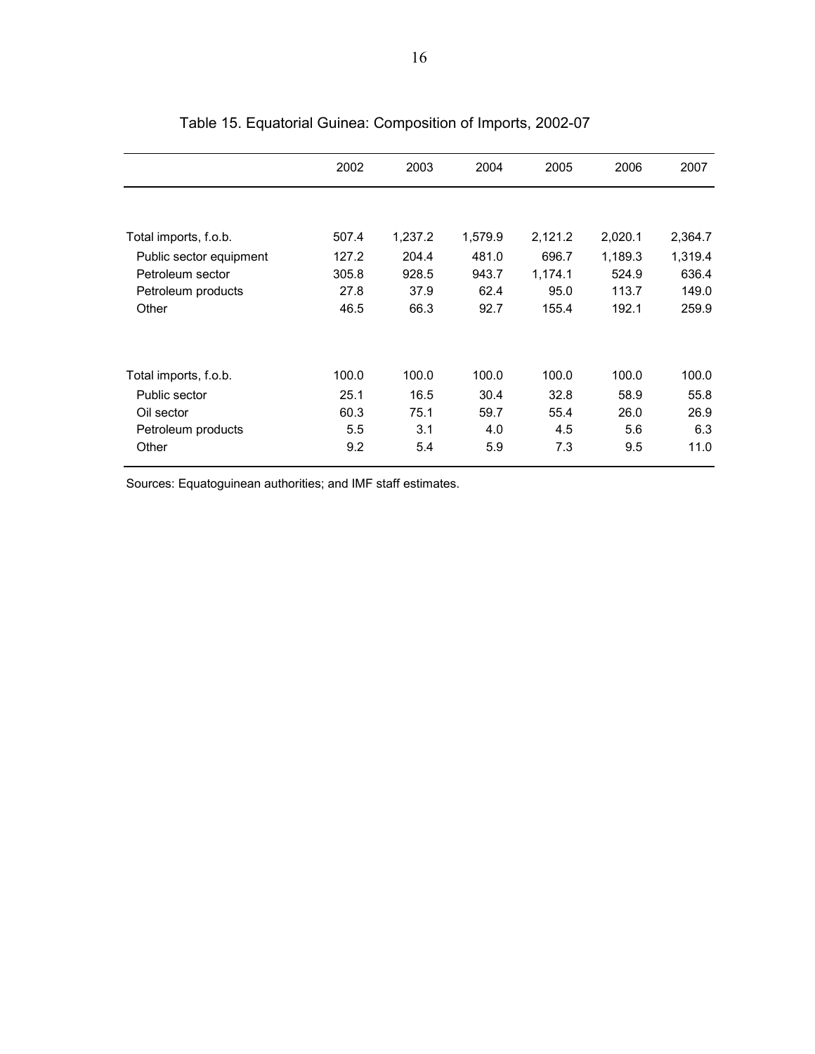# Table 15. Equatorial Guinea: Composition of Imports, 2002-07

| | 2002 | 2003 | 2004 | 2005 | 2006 | 2007 |
|---|---|---|---|---|---|---|
| Total imports, f.o.b. | 507.4 | 1,237.2 | 1,579.9 | 2,121.2 | 2,020.1 | 2,364.7 |
| Public sector equipment | 127.2 | 204.4 | 481.0 | 696.7 | 1,189.3 | 1,319.4 |
| Petroleum sector | 305.8 | 928.5 | 943.7 | 1,174.1 | 524.9 | 636.4 |
| Petroleum products | 27.8 | 37.9 | 62.4 | 95.0 | 113.7 | 149.0 |
| Other | 46.5 | 66.3 | 92.7 | 155.4 | 192.1 | 259.9 |
| | | | | | | |
| Total imports, f.o.b. | 100.0 | 100.0 | 100.0 | 100.0 | 100.0 | 100.0 |
| Public sector | 25.1 | 16.5 | 30.4 | 32.8 | 58.9 | 55.8 |
| Oil sector | 60.3 | 75.1 | 59.7 | 55.4 | 26.0 | 26.9 |
| Petroleum products | 5.5 | 3.1 | 4.0 | 4.5 | 5.6 | 6.3 |
| Other | 9.2 | 5.4 | 5.9 | 7.3 | 9.5 | 11.0 |

Sources: Equatoguinean authorities; and IMF staff estimates.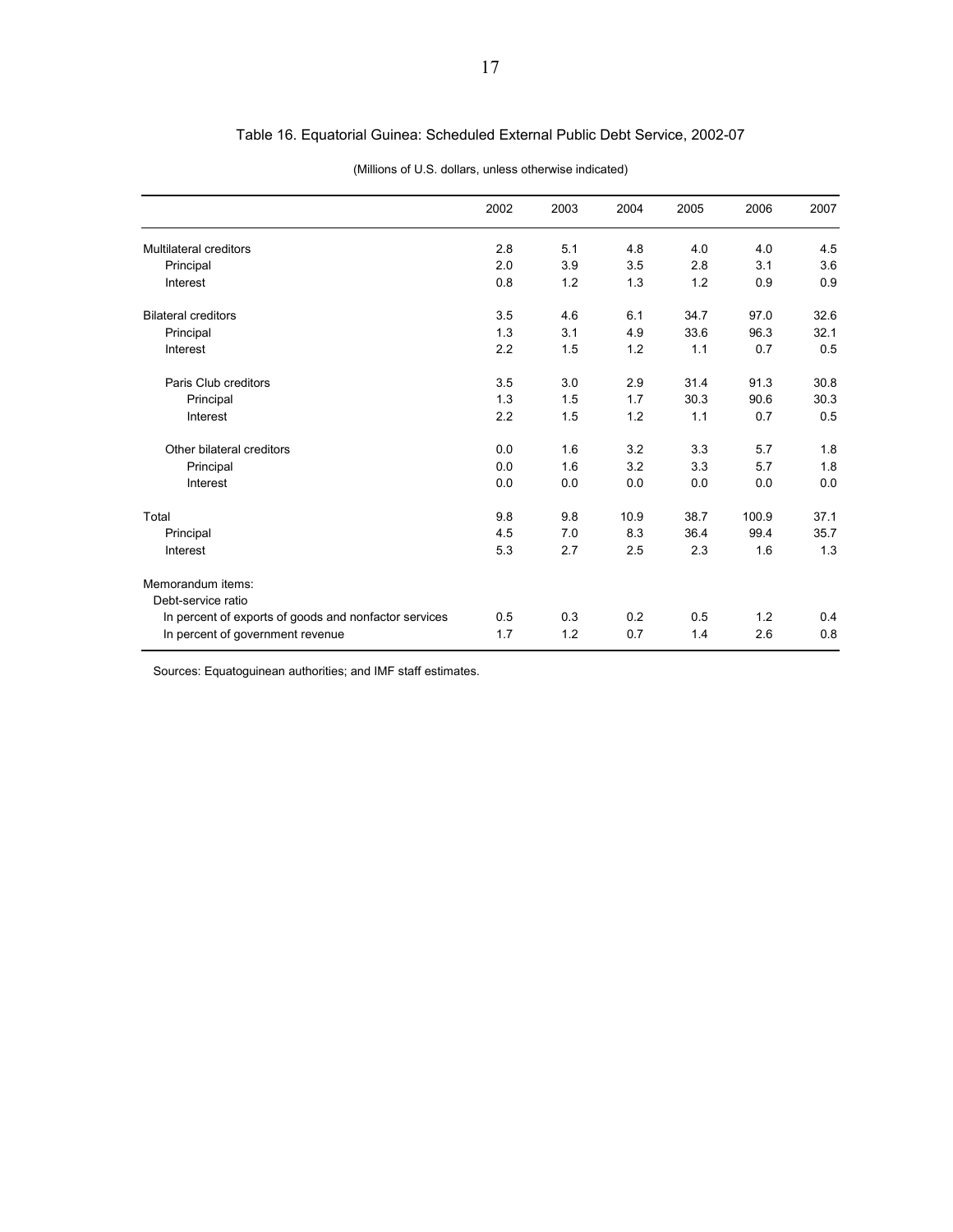## Table 16. Equatorial Guinea: Scheduled External Public Debt Service, 2002-07

(Millions of U.S. dollars, unless otherwise indicated)

| | 2002 | 2003 | 2004 | 2005 | 2006 | 2007 |
|---|---|---|---|---|---|---|
| Multilateral creditors | 2.8 | 5.1 | 4.8 | 4.0 | 4.0 | 4.5 |
| Principal | 2.0 | 3.9 | 3.5 | 2.8 | 3.1 | 3.6 |
| Interest | 0.8 | 1.2 | 1.3 | 1.2 | 0.9 | 0.9 |
| Bilateral creditors | 3.5 | 4.6 | 6.1 | 34.7 | 97.0 | 32.6 |
| Principal | 1.3 | 3.1 | 4.9 | 33.6 | 96.3 | 32.1 |
| Interest | 2.2 | 1.5 | 1.2 | 1.1 | 0.7 | 0.5 |
| Paris Club creditors | 3.5 | 3.0 | 2.9 | 31.4 | 91.3 | 30.8 |
| Principal | 1.3 | 1.5 | 1.7 | 30.3 | 90.6 | 30.3 |
| Interest | 2.2 | 1.5 | 1.2 | 1.1 | 0.7 | 0.5 |
| Other bilateral creditors | 0.0 | 1.6 | 3.2 | 3.3 | 5.7 | 1.8 |
| Principal | 0.0 | 1.6 | 3.2 | 3.3 | 5.7 | 1.8 |
| Interest | 0.0 | 0.0 | 0.0 | 0.0 | 0.0 | 0.0 |
| Total | 9.8 | 9.8 | 10.9 | 38.7 | 100.9 | 37.1 |
| Principal | 4.5 | 7.0 | 8.3 | 36.4 | 99.4 | 35.7 |
| Interest | 5.3 | 2.7 | 2.5 | 2.3 | 1.6 | 1.3 |
| Memorandum items: | | | | | | |
| Debt-service ratio | | | | | | |
| In percent of exports of goods and nonfactor services | 0.5 | 0.3 | 0.2 | 0.5 | 1.2 | 0.4 |
| In percent of government revenue | 1.7 | 1.2 | 0.7 | 1.4 | 2.6 | 0.8 |

Sources: Equatoguinean authorities; and IMF staff estimates.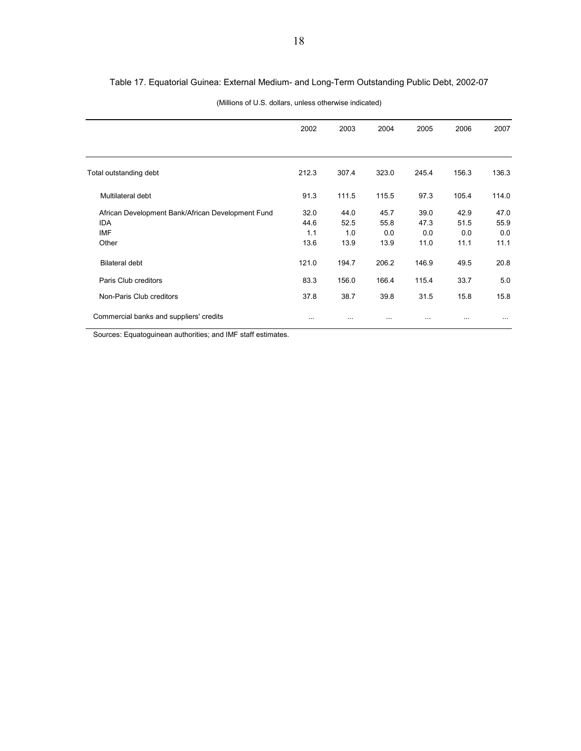Table 17. Equatorial Guinea: External Medium- and Long-Term Outstanding Public Debt, 2002-07

(Millions of U.S. dollars, unless otherwise indicated)

| | 2002 | 2003 | 2004 | 2005 | 2006 | 2007 |
|---|---|---|---|---|---|---|
| Total outstanding debt | 212.3 | 307.4 | 323.0 | 245.4 | 156.3 | 136.3 |
| Multilateral debt | 91.3 | 111.5 | 115.5 | 97.3 | 105.4 | 114.0 |
| African Development Bank/African Development Fund | 32.0 | 44.0 | 45.7 | 39.0 | 42.9 | 47.0 |
| IDA | 44.6 | 52.5 | 55.8 | 47.3 | 51.5 | 55.9 |
| IMF | 1.1 | 1.0 | 0.0 | 0.0 | 0.0 | 0.0 |
| Other | 13.6 | 13.9 | 13.9 | 11.0 | 11.1 | 11.1 |
| Bilateral debt | 121.0 | 194.7 | 206.2 | 146.9 | 49.5 | 20.8 |
| Paris Club creditors | 83.3 | 156.0 | 166.4 | 115.4 | 33.7 | 5.0 |
| Non-Paris Club creditors | 37.8 | 38.7 | 39.8 | 31.5 | 15.8 | 15.8 |
| Commercial banks and suppliers' credits | ... | ... | ... | ... | ... | ... |

Sources: Equatoguinean authorities; and IMF staff estimates.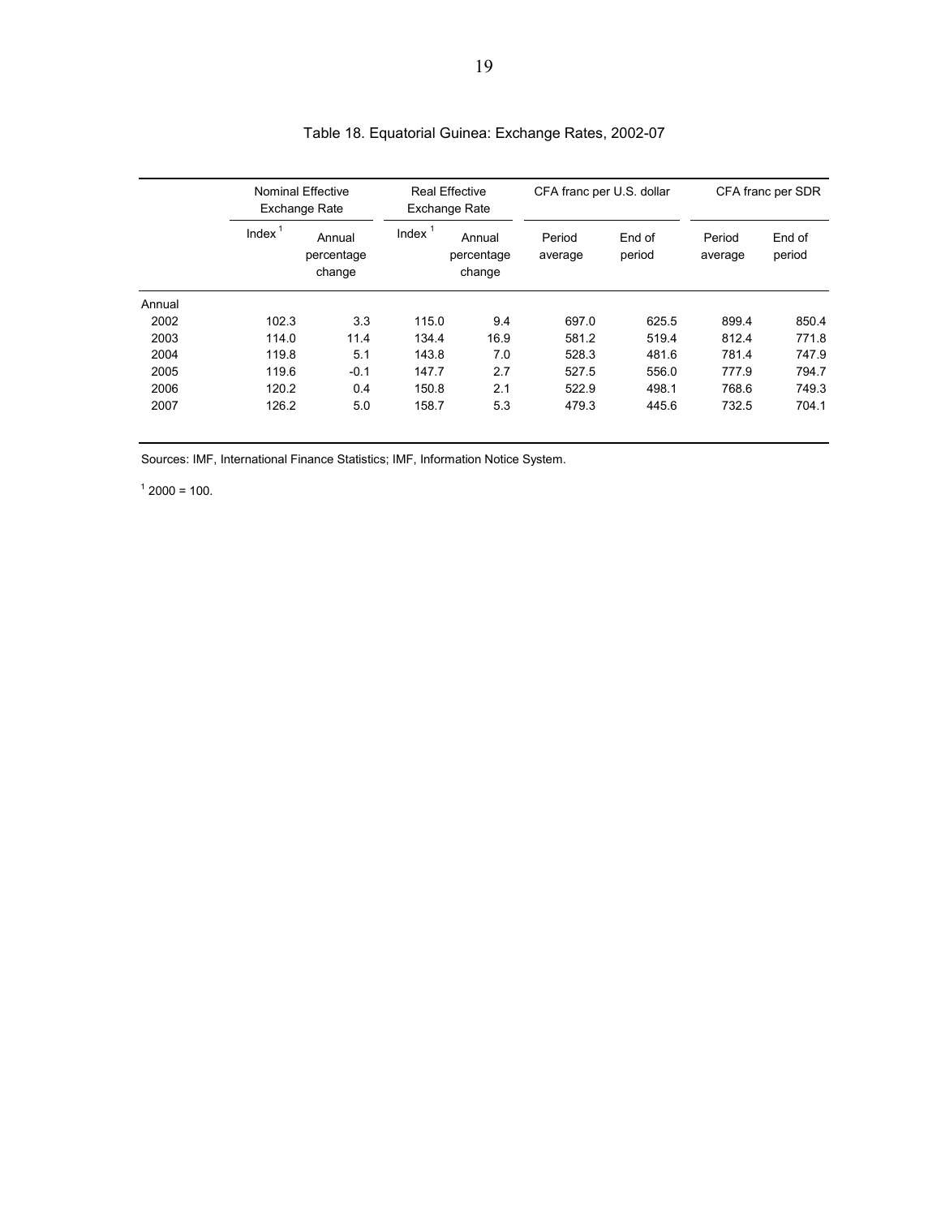Table 18. Equatorial Guinea: Exchange Rates, 2002-07

| | Nominal Effective Exchange Rate | | Real Effective Exchange Rate | | CFA franc per U.S. dollar | | CFA franc per SDR | |
|---|---|---|---|---|---|---|---|---|
| | Index [1] | Annual percentage change | Index [1] | Annual percentage change | Period average | End of period | Period average | End of period |
| Annual | | | | | | | | |
| 2002 | 102.3 | 3.3 | 115.0 | 9.4 | 697.0 | 625.5 | 899.4 | 850.4 |
| 2003 | 114.0 | 11.4 | 134.4 | 16.9 | 581.2 | 519.4 | 812.4 | 771.8 |
| 2004 | 119.8 | 5.1 | 143.8 | 7.0 | 528.3 | 481.6 | 781.4 | 747.9 |
| 2005 | 119.6 | -0.1 | 147.7 | 2.7 | 527.5 | 556.0 | 777.9 | 794.7 |
| 2006 | 120.2 | 0.4 | 150.8 | 2.1 | 522.9 | 498.1 | 768.6 | 749.3 |
| 2007 | 126.2 | 5.0 | 158.7 | 5.3 | 479.3 | 445.6 | 732.5 | 704.1 |

Sources: IMF, International Finance Statistics; IMF, Information Notice System.

[1] 2000 = 100.